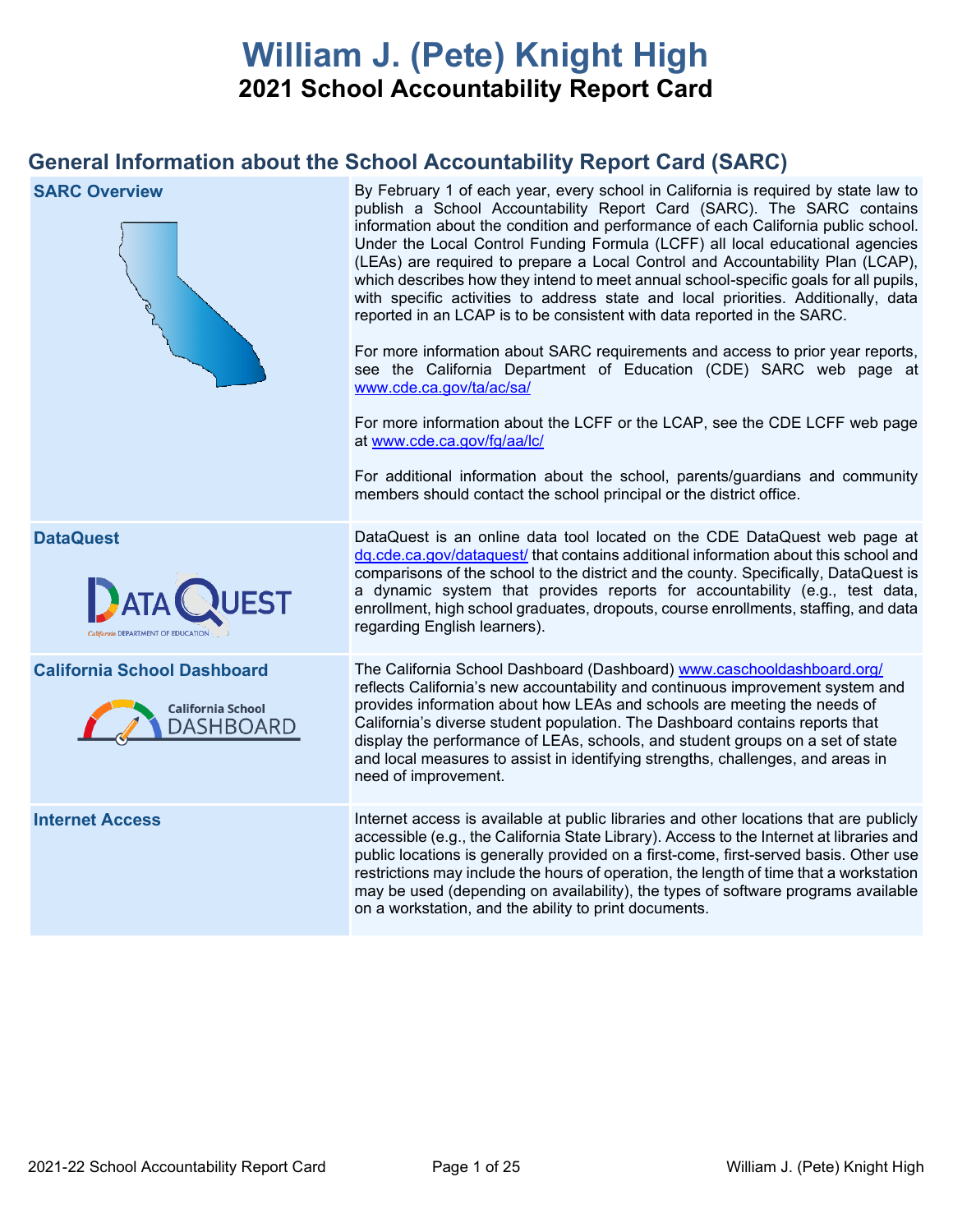# William J. (Pete) Knight High

## 2021 School Accountability Report Card

## General Information about the School Accountability Report Card (SARC)

| | |
|---|---|
| **SARC Overview** | By February 1 of each year, every school in California is required by state law to publish a School Accountability Report Card (SARC). The SARC contains information about the condition and performance of each California public school. Under the Local Control Funding Formula (LCFF) all local educational agencies (LEAs) are required to prepare a Local Control and Accountability Plan (LCAP), which describes how they intend to meet annual school-specific goals for all pupils, with specific activities to address state and local priorities. Additionally, data reported in an LCAP is to be consistent with data reported in the SARC.<br><br>For more information about SARC requirements and access to prior year reports, see the California Department of Education (CDE) SARC web page at www.cde.ca.gov/ta/ac/sa/<br><br>For more information about the LCFF or the LCAP, see the CDE LCFF web page at www.cde.ca.gov/fg/aa/lc/<br><br>For additional information about the school, parents/guardians and community members should contact the school principal or the district office. |
| **DataQuest** | DataQuest is an online data tool located on the CDE DataQuest web page at dq.cde.ca.gov/dataquest/ that contains additional information about this school and comparisons of the school to the district and the county. Specifically, DataQuest is a dynamic system that provides reports for accountability (e.g., test data, enrollment, high school graduates, dropouts, course enrollments, staffing, and data regarding English learners). |
| **California School Dashboard** | The California School Dashboard (Dashboard) www.caschooldashboard.org/ reflects California's new accountability and continuous improvement system and provides information about how LEAs and schools are meeting the needs of California's diverse student population. The Dashboard contains reports that display the performance of LEAs, schools, and student groups on a set of state and local measures to assist in identifying strengths, challenges, and areas in need of improvement. |
| **Internet Access** | Internet access is available at public libraries and other locations that are publicly accessible (e.g., the California State Library). Access to the Internet at libraries and public locations is generally provided on a first-come, first-served basis. Other use restrictions may include the hours of operation, the length of time that a workstation may be used (depending on availability), the types of software programs available on a workstation, and the ability to print documents. |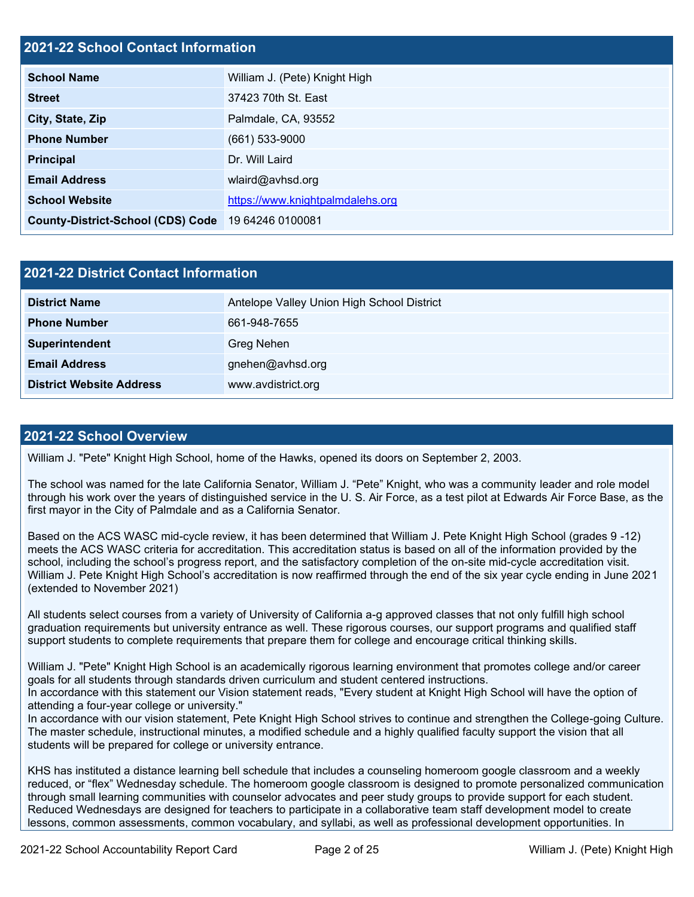## 2021-22 School Contact Information

| 2021-22 School Contact Information | |
|---|---|
| **School Name** | William J. (Pete) Knight High |
| **Street** | 37423 70th St. East |
| **City, State, Zip** | Palmdale, CA, 93552 |
| **Phone Number** | (661) 533-9000 |
| **Principal** | Dr. Will Laird |
| **Email Address** | wlaird@avhsd.org |
| **School Website** | [https://www.knightpalmdalehs.org](https://www.knightpalmdalehs.org) |
| **County-District-School (CDS) Code** | 19 64246 0100081 |

## 2021-22 District Contact Information

| 2021-22 District Contact Information | |
|---|---|
| **District Name** | Antelope Valley Union High School District |
| **Phone Number** | 661-948-7655 |
| **Superintendent** | Greg Nehen |
| **Email Address** | gnehen@avhsd.org |
| **District Website Address** | www.avdistrict.org |

## 2021-22 School Overview

William J. "Pete" Knight High School, home of the Hawks, opened its doors on September 2, 2003.

The school was named for the late California Senator, William J. "Pete" Knight, who was a community leader and role model through his work over the years of distinguished service in the U. S. Air Force, as a test pilot at Edwards Air Force Base, as the first mayor in the City of Palmdale and as a California Senator.

Based on the ACS WASC mid-cycle review, it has been determined that William J. Pete Knight High School (grades 9 -12) meets the ACS WASC criteria for accreditation. This accreditation status is based on all of the information provided by the school, including the school's progress report, and the satisfactory completion of the on-site mid-cycle accreditation visit. William J. Pete Knight High School's accreditation is now reaffirmed through the end of the six year cycle ending in June 2021 (extended to November 2021)

All students select courses from a variety of University of California a-g approved classes that not only fulfill high school graduation requirements but university entrance as well. These rigorous courses, our support programs and qualified staff support students to complete requirements that prepare them for college and encourage critical thinking skills.

William J. "Pete" Knight High School is an academically rigorous learning environment that promotes college and/or career goals for all students through standards driven curriculum and student centered instructions.
In accordance with this statement our Vision statement reads, "Every student at Knight High School will have the option of attending a four-year college or university."
In accordance with our vision statement, Pete Knight High School strives to continue and strengthen the College-going Culture. The master schedule, instructional minutes, a modified schedule and a highly qualified faculty support the vision that all students will be prepared for college or university entrance.

KHS has instituted a distance learning bell schedule that includes a counseling homeroom google classroom and a weekly reduced, or "flex" Wednesday schedule. The homeroom google classroom is designed to promote personalized communication through small learning communities with counselor advocates and peer study groups to provide support for each student. Reduced Wednesdays are designed for teachers to participate in a collaborative team staff development model to create lessons, common assessments, common vocabulary, and syllabi, as well as professional development opportunities. In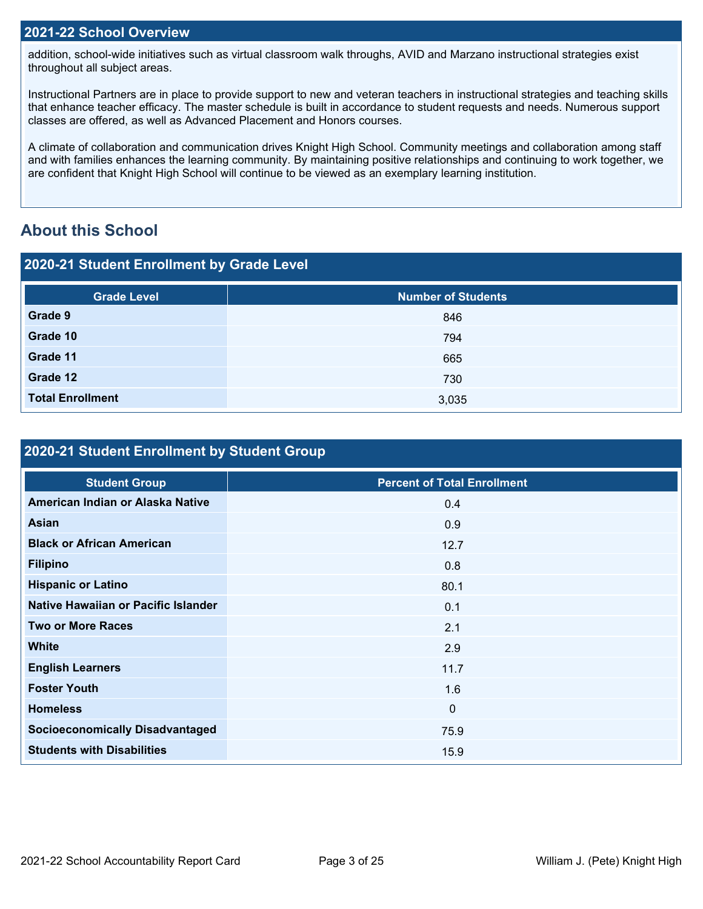## 2021-22 School Overview

addition, school-wide initiatives such as virtual classroom walk throughs, AVID and Marzano instructional strategies exist throughout all subject areas.

Instructional Partners are in place to provide support to new and veteran teachers in instructional strategies and teaching skills that enhance teacher efficacy. The master schedule is built in accordance to student requests and needs. Numerous support classes are offered, as well as Advanced Placement and Honors courses.

A climate of collaboration and communication drives Knight High School. Community meetings and collaboration among staff and with families enhances the learning community. By maintaining positive relationships and continuing to work together, we are confident that Knight High School will continue to be viewed as an exemplary learning institution.

# About this School

## 2020-21 Student Enrollment by Grade Level

| Grade Level | Number of Students |
| --- | --- |
| **Grade 9** | 846 |
| **Grade 10** | 794 |
| **Grade 11** | 665 |
| **Grade 12** | 730 |
| **Total Enrollment** | 3,035 |

## 2020-21 Student Enrollment by Student Group

| Student Group | Percent of Total Enrollment |
| --- | --- |
| **American Indian or Alaska Native** | 0.4 |
| **Asian** | 0.9 |
| **Black or African American** | 12.7 |
| **Filipino** | 0.8 |
| **Hispanic or Latino** | 80.1 |
| **Native Hawaiian or Pacific Islander** | 0.1 |
| **Two or More Races** | 2.1 |
| **White** | 2.9 |
| **English Learners** | 11.7 |
| **Foster Youth** | 1.6 |
| **Homeless** | 0 |
| **Socioeconomically Disadvantaged** | 75.9 |
| **Students with Disabilities** | 15.9 |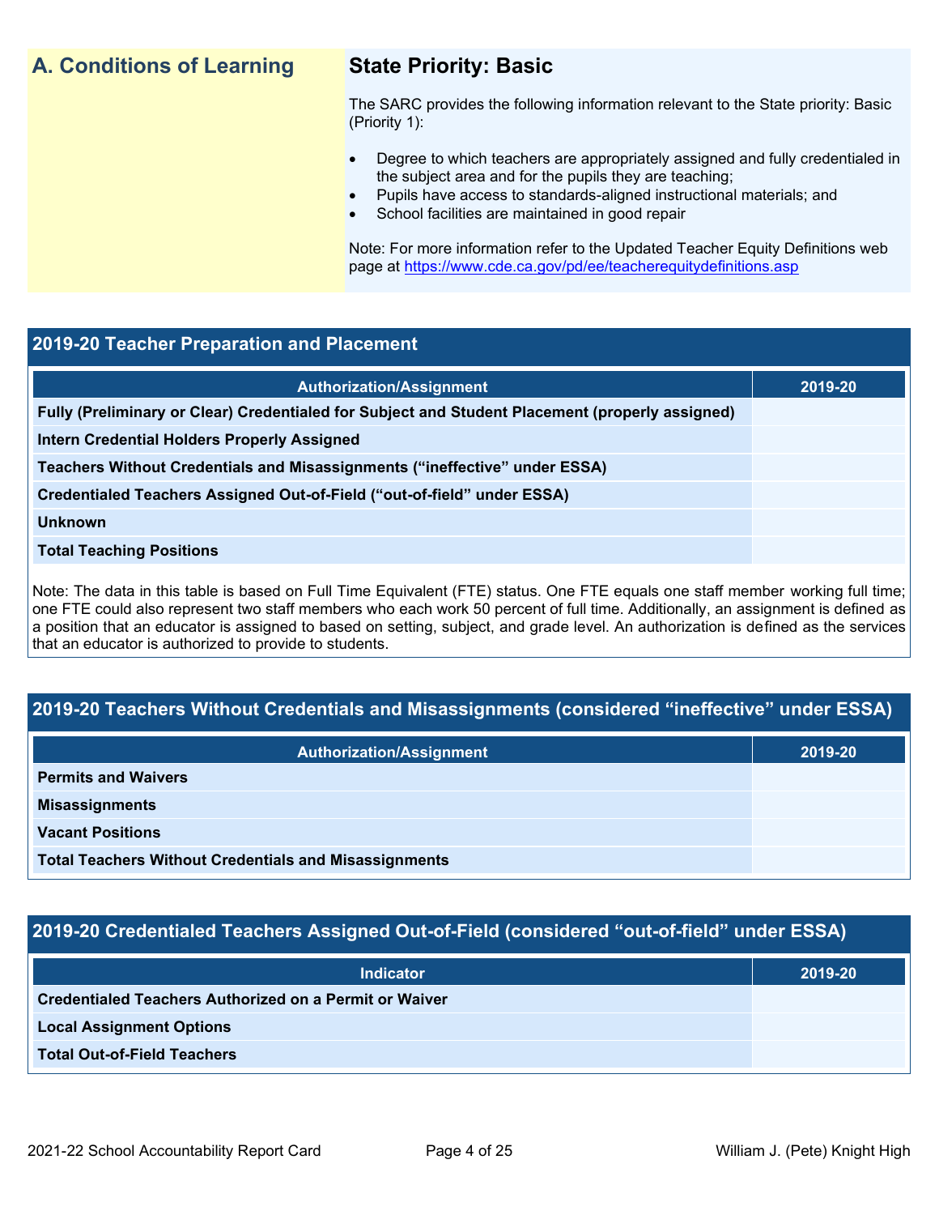## A. Conditions of Learning

### State Priority: Basic

The SARC provides the following information relevant to the State priority: Basic (Priority 1):

- Degree to which teachers are appropriately assigned and fully credentialed in the subject area and for the pupils they are teaching;
- Pupils have access to standards-aligned instructional materials; and
- School facilities are maintained in good repair

Note: For more information refer to the Updated Teacher Equity Definitions web page at https://www.cde.ca.gov/pd/ee/teacherequitydefinitions.asp

### 2019-20 Teacher Preparation and Placement

| Authorization/Assignment | 2019-20 |
| --- | --- |
| **Fully (Preliminary or Clear) Credentialed for Subject and Student Placement (properly assigned)** | |
| **Intern Credential Holders Properly Assigned** | |
| **Teachers Without Credentials and Misassignments ("ineffective" under ESSA)** | |
| **Credentialed Teachers Assigned Out-of-Field ("out-of-field" under ESSA)** | |
| **Unknown** | |
| **Total Teaching Positions** | |

Note: The data in this table is based on Full Time Equivalent (FTE) status. One FTE equals one staff member working full time; one FTE could also represent two staff members who each work 50 percent of full time. Additionally, an assignment is defined as a position that an educator is assigned to based on setting, subject, and grade level. An authorization is defined as the services that an educator is authorized to provide to students.

### 2019-20 Teachers Without Credentials and Misassignments (considered "ineffective" under ESSA)

| Authorization/Assignment | 2019-20 |
| --- | --- |
| **Permits and Waivers** | |
| **Misassignments** | |
| **Vacant Positions** | |
| **Total Teachers Without Credentials and Misassignments** | |

### 2019-20 Credentialed Teachers Assigned Out-of-Field (considered "out-of-field" under ESSA)

| Indicator | 2019-20 |
| --- | --- |
| **Credentialed Teachers Authorized on a Permit or Waiver** | |
| **Local Assignment Options** | |
| **Total Out-of-Field Teachers** | |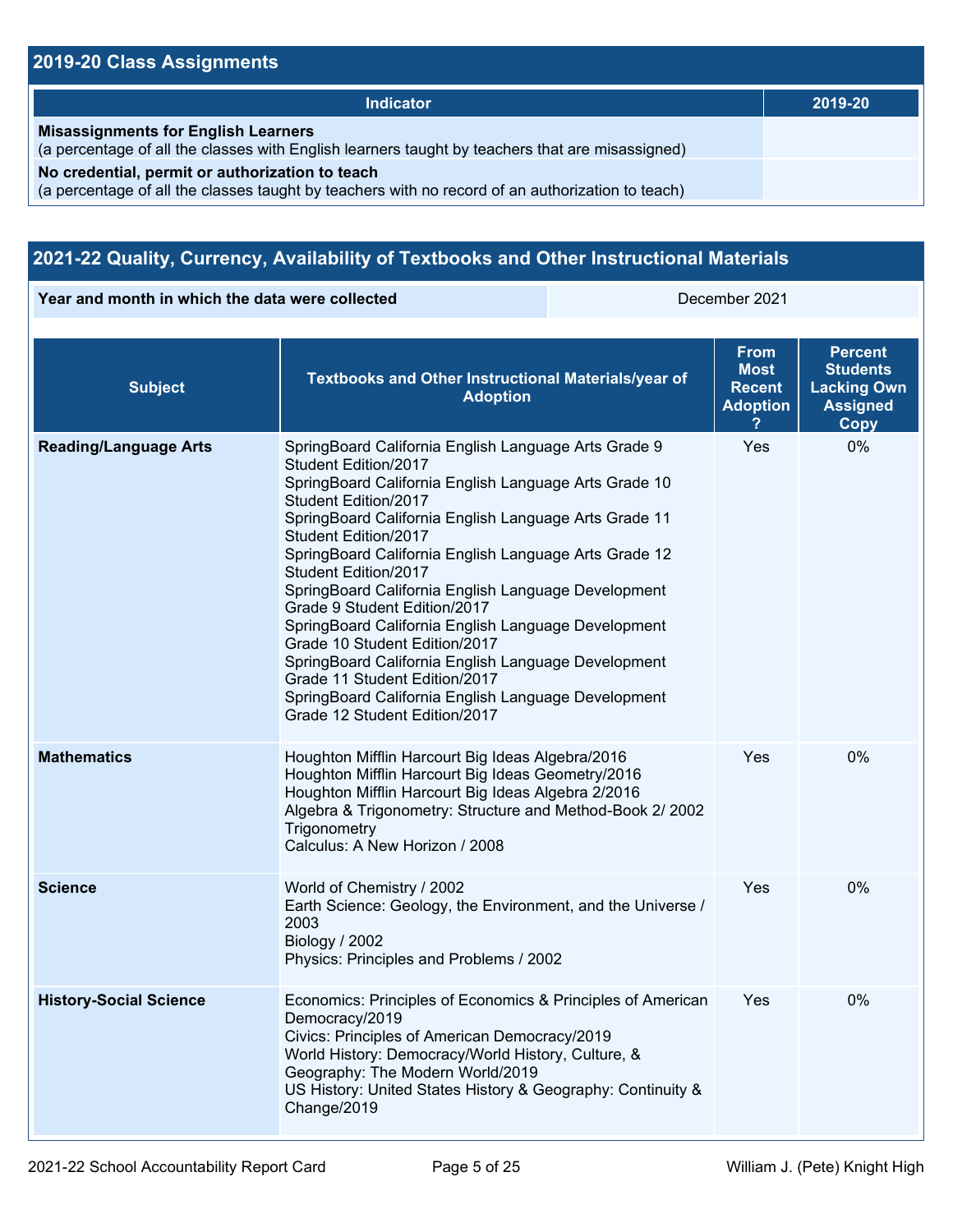## 2019-20 Class Assignments

| Indicator | 2019-20 |
| --- | --- |
| **Misassignments for English Learners**<br>(a percentage of all the classes with English learners taught by teachers that are misassigned) | |
| **No credential, permit or authorization to teach**<br>(a percentage of all the classes taught by teachers with no record of an authorization to teach) | |

## 2021-22 Quality, Currency, Availability of Textbooks and Other Instructional Materials

| Year and month in which the data were collected | December 2021 |
| --- | --- |

| Subject | Textbooks and Other Instructional Materials/year of Adoption | From Most Recent Adoption ? | Percent Students Lacking Own Assigned Copy |
| --- | --- | --- | --- |
| **Reading/Language Arts** | SpringBoard California English Language Arts Grade 9 Student Edition/2017<br>SpringBoard California English Language Arts Grade 10 Student Edition/2017<br>SpringBoard California English Language Arts Grade 11 Student Edition/2017<br>SpringBoard California English Language Arts Grade 12 Student Edition/2017<br>SpringBoard California English Language Development Grade 9 Student Edition/2017<br>SpringBoard California English Language Development Grade 10 Student Edition/2017<br>SpringBoard California English Language Development Grade 11 Student Edition/2017<br>SpringBoard California English Language Development Grade 12 Student Edition/2017 | Yes | 0% |
| **Mathematics** | Houghton Mifflin Harcourt Big Ideas Algebra/2016<br>Houghton Mifflin Harcourt Big Ideas Geometry/2016<br>Houghton Mifflin Harcourt Big Ideas Algebra 2/2016<br>Algebra & Trigonometry: Structure and Method-Book 2/ 2002 Trigonometry<br>Calculus: A New Horizon / 2008 | Yes | 0% |
| **Science** | World of Chemistry / 2002<br>Earth Science: Geology, the Environment, and the Universe / 2003<br>Biology / 2002<br>Physics: Principles and Problems / 2002 | Yes | 0% |
| **History-Social Science** | Economics: Principles of Economics & Principles of American Democracy/2019<br>Civics: Principles of American Democracy/2019<br>World History: Democracy/World History, Culture, & Geography: The Modern World/2019<br>US History: United States History & Geography: Continuity & Change/2019 | Yes | 0% |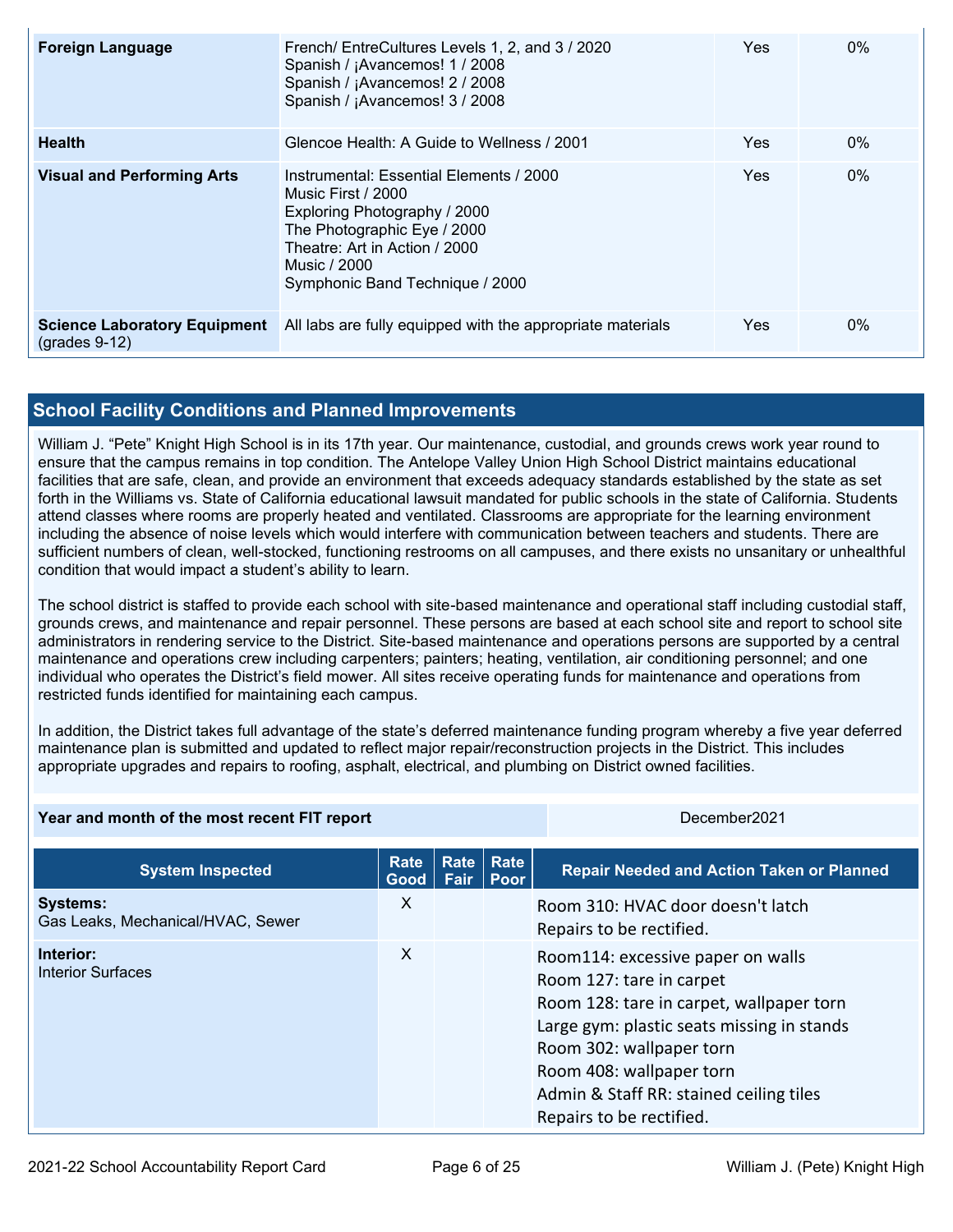| | | | |
|---|---|---|---|
| **Foreign Language** | French/ EntreCultures Levels 1, 2, and 3 / 2020<br>Spanish / ¡Avancemos! 1 / 2008<br>Spanish / ¡Avancemos! 2 / 2008<br>Spanish / ¡Avancemos! 3 / 2008 | Yes | 0% |
| **Health** | Glencoe Health: A Guide to Wellness / 2001 | Yes | 0% |
| **Visual and Performing Arts** | Instrumental: Essential Elements / 2000<br>Music First / 2000<br>Exploring Photography / 2000<br>The Photographic Eye / 2000<br>Theatre: Art in Action / 2000<br>Music / 2000<br>Symphonic Band Technique / 2000 | Yes | 0% |
| **Science Laboratory Equipment** (grades 9-12) | All labs are fully equipped with the appropriate materials | Yes | 0% |

## School Facility Conditions and Planned Improvements

William J. "Pete" Knight High School is in its 17th year. Our maintenance, custodial, and grounds crews work year round to ensure that the campus remains in top condition. The Antelope Valley Union High School District maintains educational facilities that are safe, clean, and provide an environment that exceeds adequacy standards established by the state as set forth in the Williams vs. State of California educational lawsuit mandated for public schools in the state of California. Students attend classes where rooms are properly heated and ventilated. Classrooms are appropriate for the learning environment including the absence of noise levels which would interfere with communication between teachers and students. There are sufficient numbers of clean, well-stocked, functioning restrooms on all campuses, and there exists no unsanitary or unhealthful condition that would impact a student's ability to learn.

The school district is staffed to provide each school with site-based maintenance and operational staff including custodial staff, grounds crews, and maintenance and repair personnel. These persons are based at each school site and report to school site administrators in rendering service to the District. Site-based maintenance and operations persons are supported by a central maintenance and operations crew including carpenters; painters; heating, ventilation, air conditioning personnel; and one individual who operates the District's field mower. All sites receive operating funds for maintenance and operations from restricted funds identified for maintaining each campus.

In addition, the District takes full advantage of the state's deferred maintenance funding program whereby a five year deferred maintenance plan is submitted and updated to reflect major repair/reconstruction projects in the District. This includes appropriate upgrades and repairs to roofing, asphalt, electrical, and plumbing on District owned facilities.

| **Year and month of the most recent FIT report** | December2021 |
|---|---|

| System Inspected | Rate Good | Rate Fair | Rate Poor | Repair Needed and Action Taken or Planned |
|---|---|---|---|---|
| **Systems:**<br>Gas Leaks, Mechanical/HVAC, Sewer | X | | | Room 310: HVAC door doesn't latch<br>Repairs to be rectified. |
| **Interior:**<br>Interior Surfaces | X | | | Room114: excessive paper on walls<br>Room 127: tare in carpet<br>Room 128: tare in carpet, wallpaper torn<br>Large gym: plastic seats missing in stands<br>Room 302: wallpaper torn<br>Room 408: wallpaper torn<br>Admin & Staff RR: stained ceiling tiles<br>Repairs to be rectified. |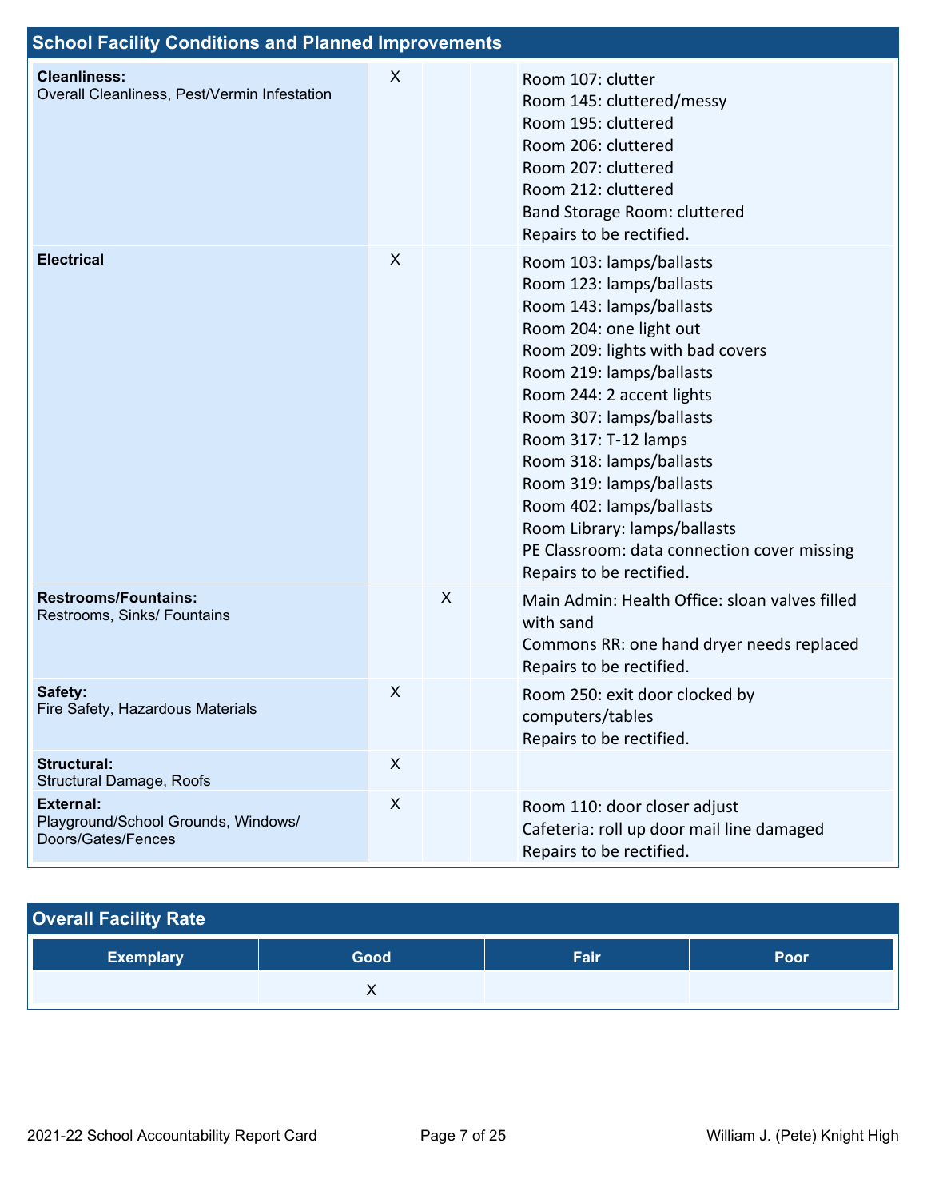## School Facility Conditions and Planned Improvements

| System Inspected | Good | Fair | Poor | Repair Needed and Action Taken or Planned |
|---|---|---|---|---|
| **Cleanliness:** Overall Cleanliness, Pest/Vermin Infestation | X | | | Room 107: clutter<br>Room 145: cluttered/messy<br>Room 195: cluttered<br>Room 206: cluttered<br>Room 207: cluttered<br>Room 212: cluttered<br>Band Storage Room: cluttered<br>Repairs to be rectified. |
| **Electrical** | X | | | Room 103: lamps/ballasts<br>Room 123: lamps/ballasts<br>Room 143: lamps/ballasts<br>Room 204: one light out<br>Room 209: lights with bad covers<br>Room 219: lamps/ballasts<br>Room 244: 2 accent lights<br>Room 307: lamps/ballasts<br>Room 317: T-12 lamps<br>Room 318: lamps/ballasts<br>Room 319: lamps/ballasts<br>Room 402: lamps/ballasts<br>Room Library: lamps/ballasts<br>PE Classroom: data connection cover missing<br>Repairs to be rectified. |
| **Restrooms/Fountains:** Restrooms, Sinks/ Fountains | | X | | Main Admin: Health Office: sloan valves filled with sand<br>Commons RR: one hand dryer needs replaced<br>Repairs to be rectified. |
| **Safety:** Fire Safety, Hazardous Materials | X | | | Room 250: exit door clocked by computers/tables<br>Repairs to be rectified. |
| **Structural:** Structural Damage, Roofs | X | | | |
| **External:** Playground/School Grounds, Windows/ Doors/Gates/Fences | X | | | Room 110: door closer adjust<br>Cafeteria: roll up door mail line damaged<br>Repairs to be rectified. |

## Overall Facility Rate

| Exemplary | Good | Fair | Poor |
|---|---|---|---|
| | X | | |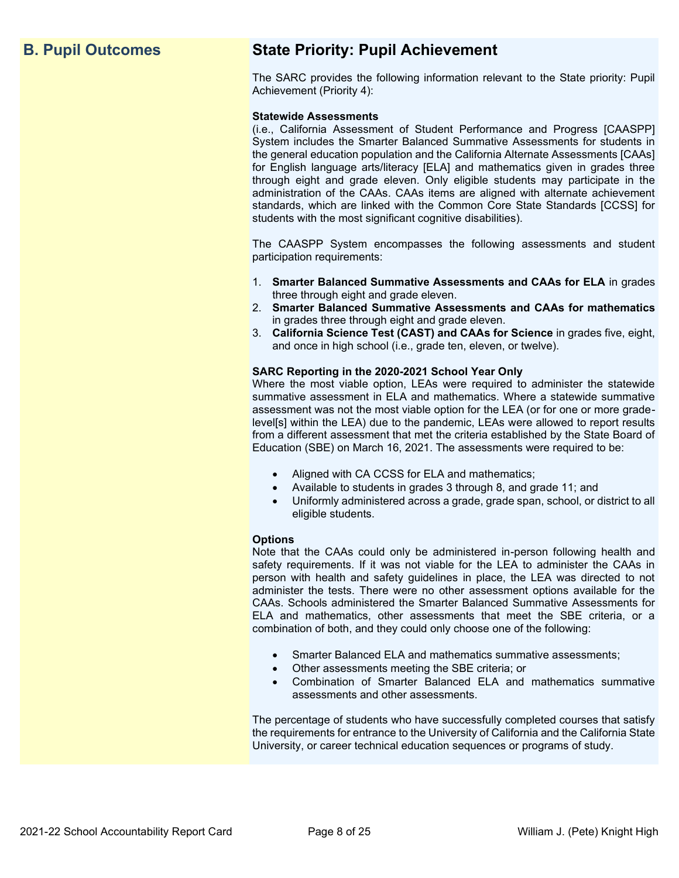## B. Pupil Outcomes

## State Priority: Pupil Achievement

The SARC provides the following information relevant to the State priority: Pupil Achievement (Priority 4):

**Statewide Assessments**
(i.e., California Assessment of Student Performance and Progress [CAASPP] System includes the Smarter Balanced Summative Assessments for students in the general education population and the California Alternate Assessments [CAAs] for English language arts/literacy [ELA] and mathematics given in grades three through eight and grade eleven. Only eligible students may participate in the administration of the CAAs. CAAs items are aligned with alternate achievement standards, which are linked with the Common Core State Standards [CCSS] for students with the most significant cognitive disabilities).

The CAASPP System encompasses the following assessments and student participation requirements:

1. **Smarter Balanced Summative Assessments and CAAs for ELA** in grades three through eight and grade eleven.
2. **Smarter Balanced Summative Assessments and CAAs for mathematics** in grades three through eight and grade eleven.
3. **California Science Test (CAST) and CAAs for Science** in grades five, eight, and once in high school (i.e., grade ten, eleven, or twelve).

**SARC Reporting in the 2020-2021 School Year Only**
Where the most viable option, LEAs were required to administer the statewide summative assessment in ELA and mathematics. Where a statewide summative assessment was not the most viable option for the LEA (or for one or more grade-level[s] within the LEA) due to the pandemic, LEAs were allowed to report results from a different assessment that met the criteria established by the State Board of Education (SBE) on March 16, 2021. The assessments were required to be:

- Aligned with CA CCSS for ELA and mathematics;
- Available to students in grades 3 through 8, and grade 11; and
- Uniformly administered across a grade, grade span, school, or district to all eligible students.

**Options**
Note that the CAAs could only be administered in-person following health and safety requirements. If it was not viable for the LEA to administer the CAAs in person with health and safety guidelines in place, the LEA was directed to not administer the tests. There were no other assessment options available for the CAAs. Schools administered the Smarter Balanced Summative Assessments for ELA and mathematics, other assessments that meet the SBE criteria, or a combination of both, and they could only choose one of the following:

- Smarter Balanced ELA and mathematics summative assessments;
- Other assessments meeting the SBE criteria; or
- Combination of Smarter Balanced ELA and mathematics summative assessments and other assessments.

The percentage of students who have successfully completed courses that satisfy the requirements for entrance to the University of California and the California State University, or career technical education sequences or programs of study.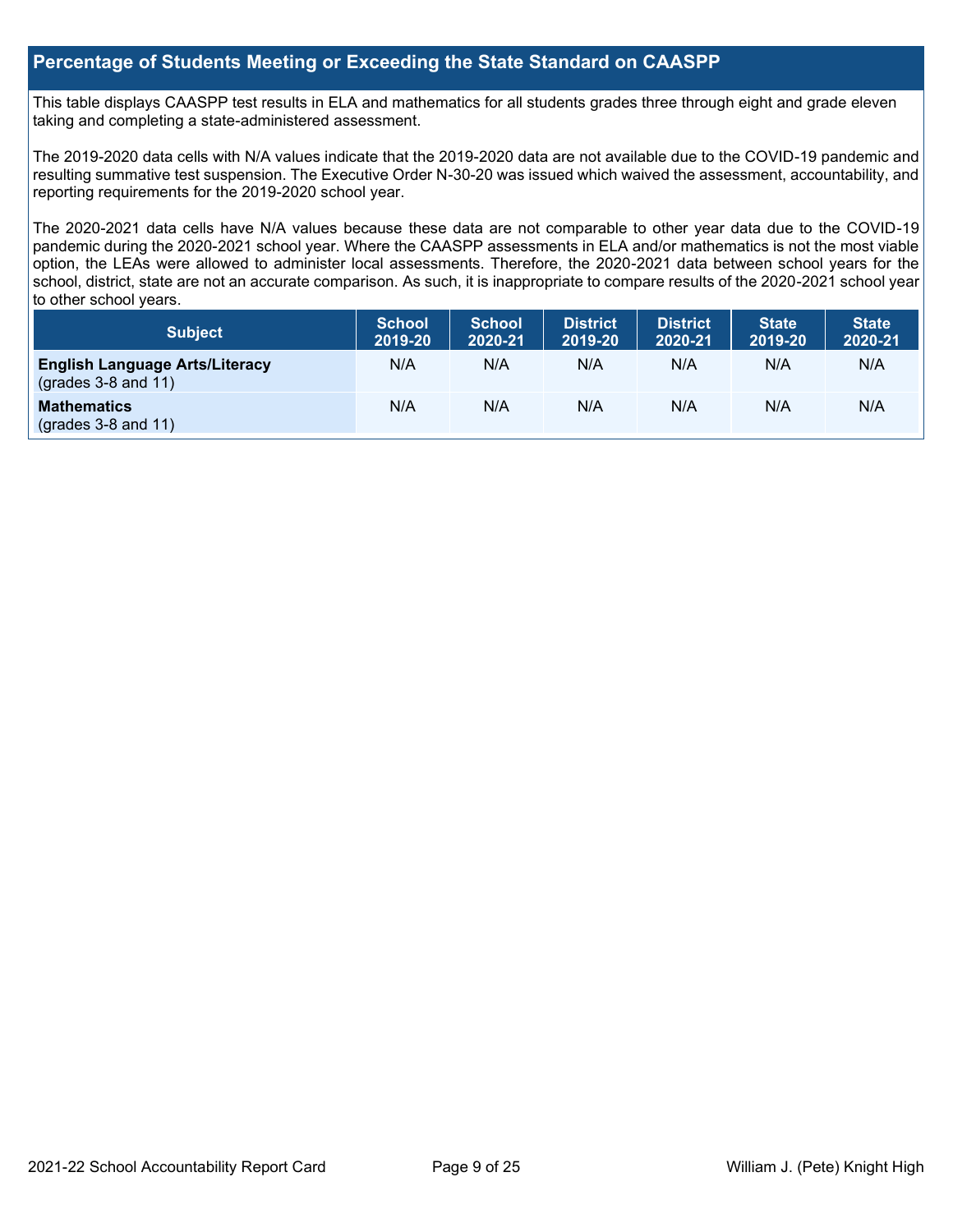## Percentage of Students Meeting or Exceeding the State Standard on CAASPP

This table displays CAASPP test results in ELA and mathematics for all students grades three through eight and grade eleven taking and completing a state-administered assessment.

The 2019-2020 data cells with N/A values indicate that the 2019-2020 data are not available due to the COVID-19 pandemic and resulting summative test suspension. The Executive Order N-30-20 was issued which waived the assessment, accountability, and reporting requirements for the 2019-2020 school year.

The 2020-2021 data cells have N/A values because these data are not comparable to other year data due to the COVID-19 pandemic during the 2020-2021 school year. Where the CAASPP assessments in ELA and/or mathematics is not the most viable option, the LEAs were allowed to administer local assessments. Therefore, the 2020-2021 data between school years for the school, district, state are not an accurate comparison. As such, it is inappropriate to compare results of the 2020-2021 school year to other school years.

| Subject | School 2019-20 | School 2020-21 | District 2019-20 | District 2020-21 | State 2019-20 | State 2020-21 |
|---|---|---|---|---|---|---|
| **English Language Arts/Literacy** (grades 3-8 and 11) | N/A | N/A | N/A | N/A | N/A | N/A |
| **Mathematics** (grades 3-8 and 11) | N/A | N/A | N/A | N/A | N/A | N/A |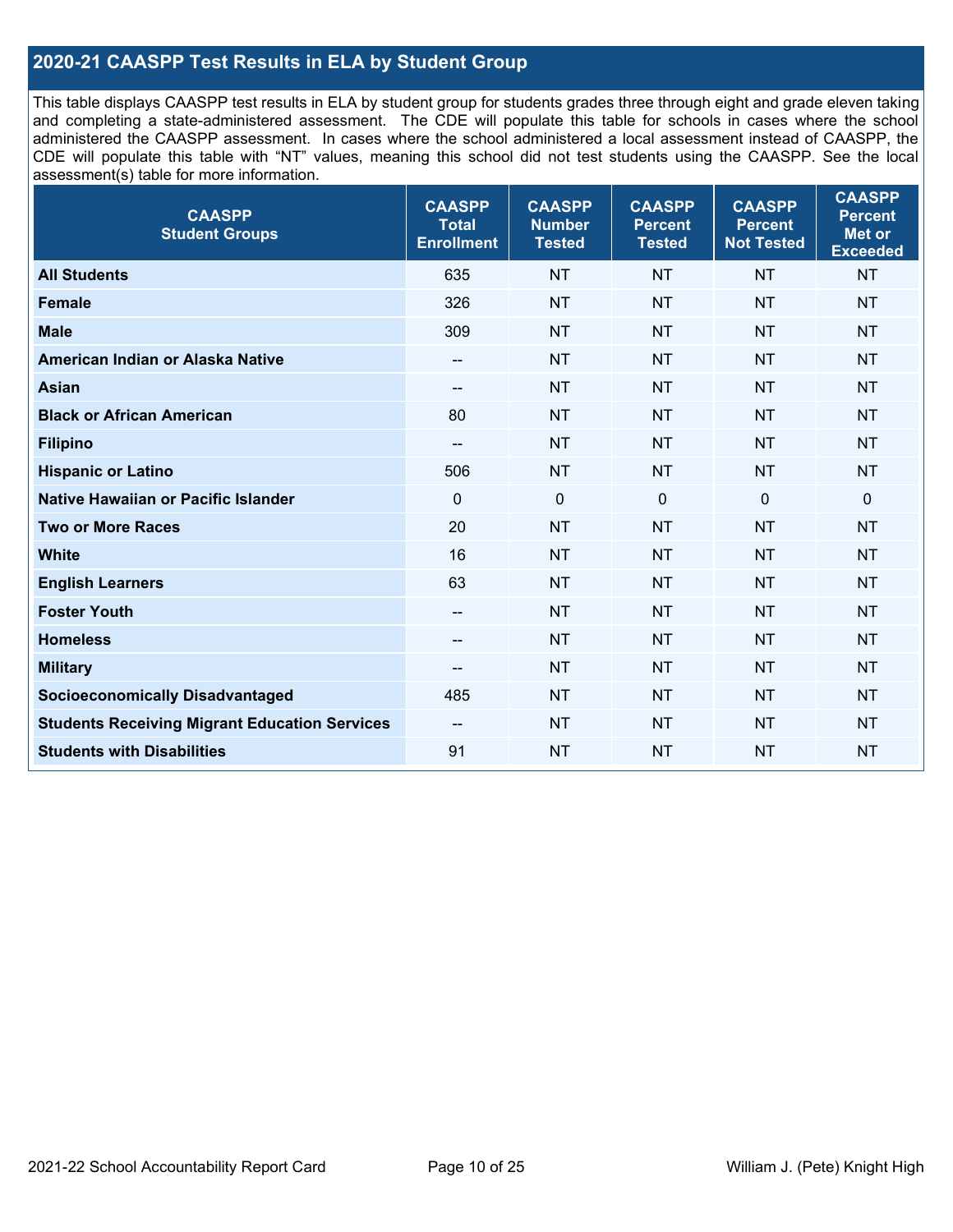## 2020-21 CAASPP Test Results in ELA by Student Group

This table displays CAASPP test results in ELA by student group for students grades three through eight and grade eleven taking and completing a state-administered assessment. The CDE will populate this table for schools in cases where the school administered the CAASPP assessment. In cases where the school administered a local assessment instead of CAASPP, the CDE will populate this table with "NT" values, meaning this school did not test students using the CAASPP. See the local assessment(s) table for more information.

| CAASPP Student Groups | CAASPP Total Enrollment | CAASPP Number Tested | CAASPP Percent Tested | CAASPP Percent Not Tested | CAASPP Percent Met or Exceeded |
|---|---|---|---|---|---|
| **All Students** | 635 | NT | NT | NT | NT |
| **Female** | 326 | NT | NT | NT | NT |
| **Male** | 309 | NT | NT | NT | NT |
| **American Indian or Alaska Native** | -- | NT | NT | NT | NT |
| **Asian** | -- | NT | NT | NT | NT |
| **Black or African American** | 80 | NT | NT | NT | NT |
| **Filipino** | -- | NT | NT | NT | NT |
| **Hispanic or Latino** | 506 | NT | NT | NT | NT |
| **Native Hawaiian or Pacific Islander** | 0 | 0 | 0 | 0 | 0 |
| **Two or More Races** | 20 | NT | NT | NT | NT |
| **White** | 16 | NT | NT | NT | NT |
| **English Learners** | 63 | NT | NT | NT | NT |
| **Foster Youth** | -- | NT | NT | NT | NT |
| **Homeless** | -- | NT | NT | NT | NT |
| **Military** | -- | NT | NT | NT | NT |
| **Socioeconomically Disadvantaged** | 485 | NT | NT | NT | NT |
| **Students Receiving Migrant Education Services** | -- | NT | NT | NT | NT |
| **Students with Disabilities** | 91 | NT | NT | NT | NT |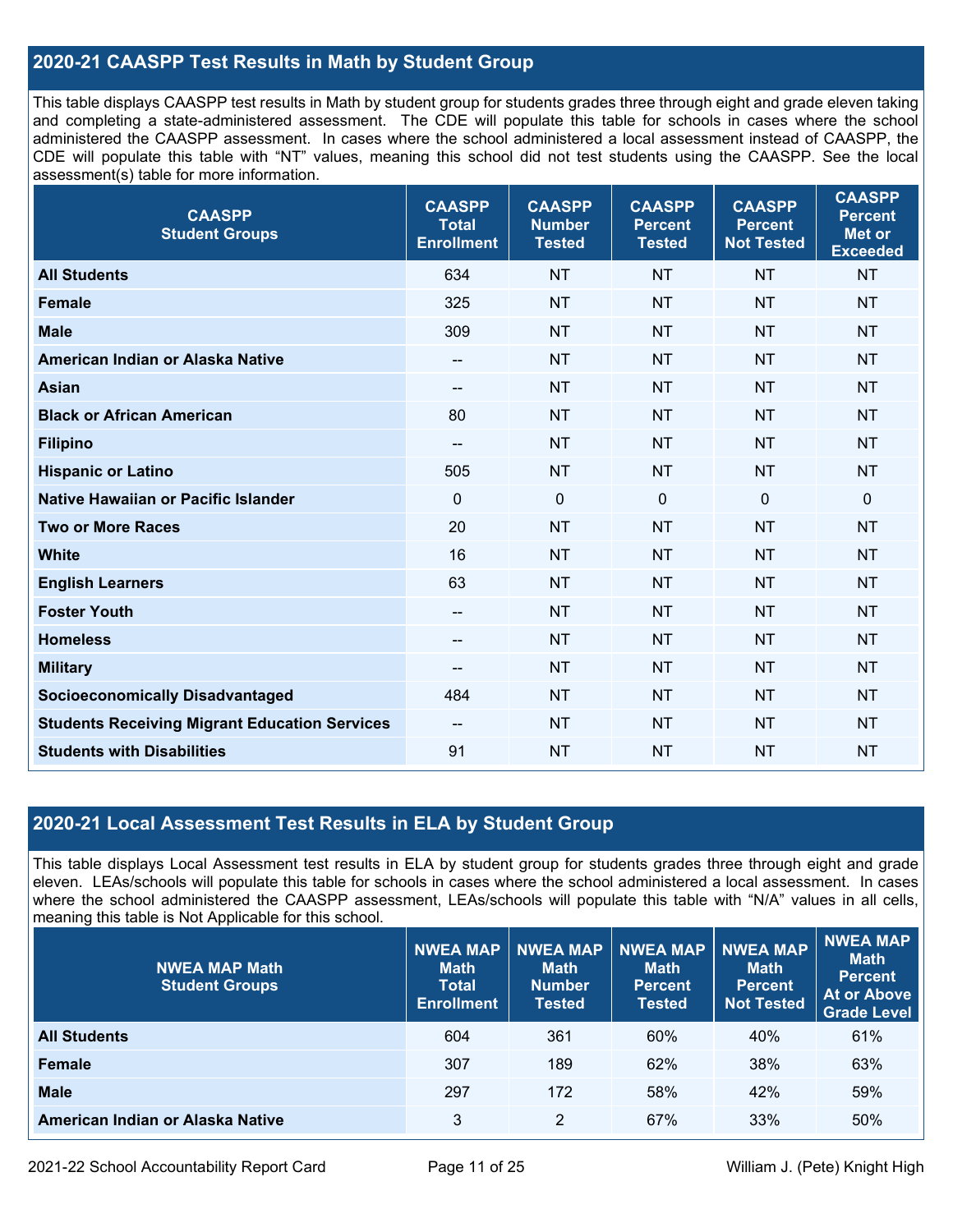## 2020-21 CAASPP Test Results in Math by Student Group

This table displays CAASPP test results in Math by student group for students grades three through eight and grade eleven taking and completing a state-administered assessment. The CDE will populate this table for schools in cases where the school administered the CAASPP assessment. In cases where the school administered a local assessment instead of CAASPP, the CDE will populate this table with "NT" values, meaning this school did not test students using the CAASPP. See the local assessment(s) table for more information.

| CAASPP Student Groups | CAASPP Total Enrollment | CAASPP Number Tested | CAASPP Percent Tested | CAASPP Percent Not Tested | CAASPP Percent Met or Exceeded |
|---|---|---|---|---|---|
| **All Students** | 634 | NT | NT | NT | NT |
| **Female** | 325 | NT | NT | NT | NT |
| **Male** | 309 | NT | NT | NT | NT |
| **American Indian or Alaska Native** | -- | NT | NT | NT | NT |
| **Asian** | -- | NT | NT | NT | NT |
| **Black or African American** | 80 | NT | NT | NT | NT |
| **Filipino** | -- | NT | NT | NT | NT |
| **Hispanic or Latino** | 505 | NT | NT | NT | NT |
| **Native Hawaiian or Pacific Islander** | 0 | 0 | 0 | 0 | 0 |
| **Two or More Races** | 20 | NT | NT | NT | NT |
| **White** | 16 | NT | NT | NT | NT |
| **English Learners** | 63 | NT | NT | NT | NT |
| **Foster Youth** | -- | NT | NT | NT | NT |
| **Homeless** | -- | NT | NT | NT | NT |
| **Military** | -- | NT | NT | NT | NT |
| **Socioeconomically Disadvantaged** | 484 | NT | NT | NT | NT |
| **Students Receiving Migrant Education Services** | -- | NT | NT | NT | NT |
| **Students with Disabilities** | 91 | NT | NT | NT | NT |

## 2020-21 Local Assessment Test Results in ELA by Student Group

This table displays Local Assessment test results in ELA by student group for students grades three through eight and grade eleven. LEAs/schools will populate this table for schools in cases where the school administered a local assessment. In cases where the school administered the CAASPP assessment, LEAs/schools will populate this table with "N/A" values in all cells, meaning this table is Not Applicable for this school.

| NWEA MAP Math Student Groups | NWEA MAP Math Total Enrollment | NWEA MAP Math Number Tested | NWEA MAP Math Percent Tested | NWEA MAP Math Percent Not Tested | NWEA MAP Math Percent At or Above Grade Level |
|---|---|---|---|---|---|
| **All Students** | 604 | 361 | 60% | 40% | 61% |
| **Female** | 307 | 189 | 62% | 38% | 63% |
| **Male** | 297 | 172 | 58% | 42% | 59% |
| **American Indian or Alaska Native** | 3 | 2 | 67% | 33% | 50% |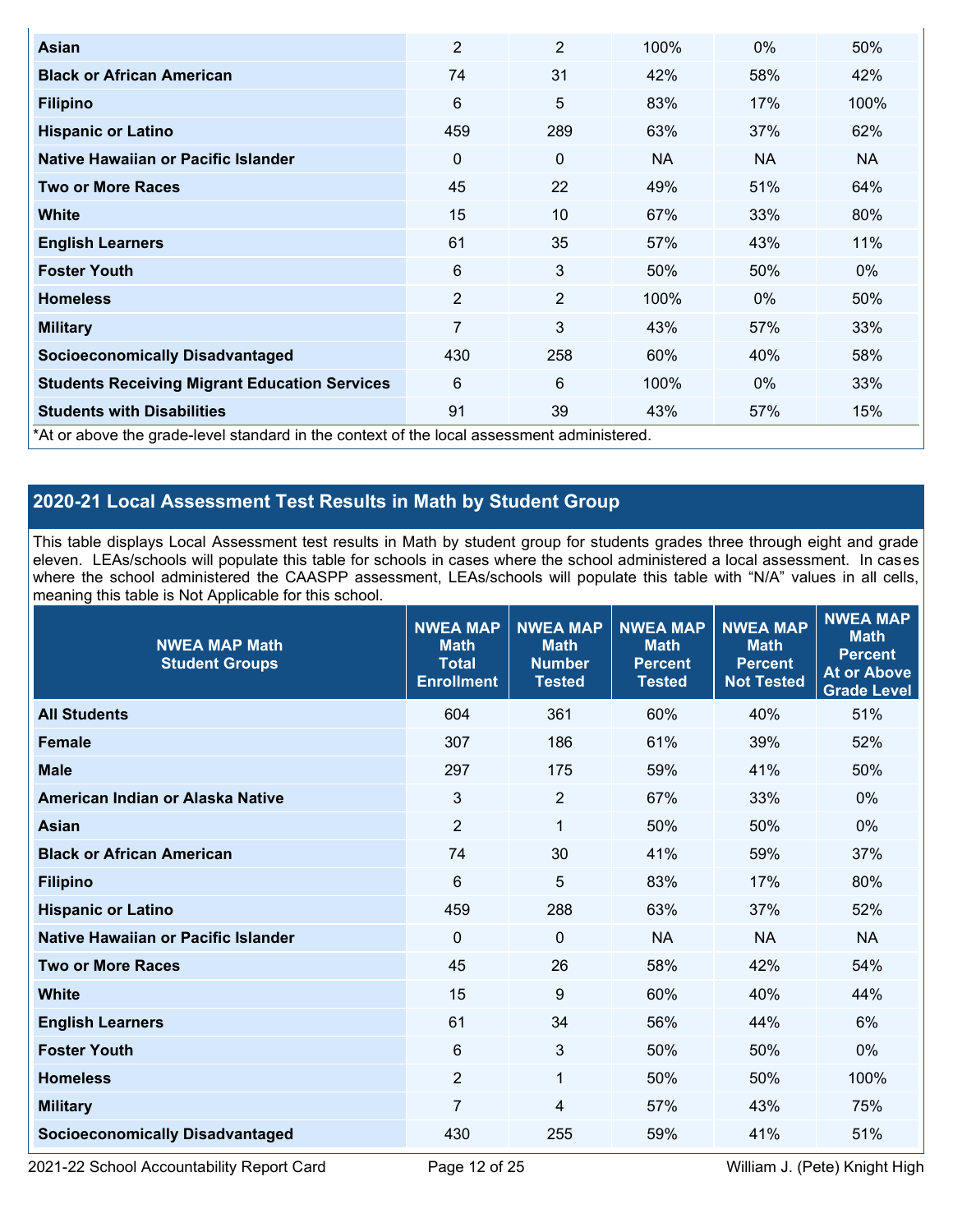| | | | | | |
|---|---|---|---|---|---|
| **Asian** | 2 | 2 | 100% | 0% | 50% |
| **Black or African American** | 74 | 31 | 42% | 58% | 42% |
| **Filipino** | 6 | 5 | 83% | 17% | 100% |
| **Hispanic or Latino** | 459 | 289 | 63% | 37% | 62% |
| **Native Hawaiian or Pacific Islander** | 0 | 0 | NA | NA | NA |
| **Two or More Races** | 45 | 22 | 49% | 51% | 64% |
| **White** | 15 | 10 | 67% | 33% | 80% |
| **English Learners** | 61 | 35 | 57% | 43% | 11% |
| **Foster Youth** | 6 | 3 | 50% | 50% | 0% |
| **Homeless** | 2 | 2 | 100% | 0% | 50% |
| **Military** | 7 | 3 | 43% | 57% | 33% |
| **Socioeconomically Disadvantaged** | 430 | 258 | 60% | 40% | 58% |
| **Students Receiving Migrant Education Services** | 6 | 6 | 100% | 0% | 33% |
| **Students with Disabilities** | 91 | 39 | 43% | 57% | 15% |

*At or above the grade-level standard in the context of the local assessment administered.

## 2020-21 Local Assessment Test Results in Math by Student Group

This table displays Local Assessment test results in Math by student group for students grades three through eight and grade eleven. LEAs/schools will populate this table for schools in cases where the school administered a local assessment. In cases where the school administered the CAASPP assessment, LEAs/schools will populate this table with "N/A" values in all cells, meaning this table is Not Applicable for this school.

| NWEA MAP Math Student Groups | NWEA MAP Math Total Enrollment | NWEA MAP Math Number Tested | NWEA MAP Math Percent Tested | NWEA MAP Math Percent Not Tested | NWEA MAP Math Percent At or Above Grade Level |
|---|---|---|---|---|---|
| **All Students** | 604 | 361 | 60% | 40% | 51% |
| **Female** | 307 | 186 | 61% | 39% | 52% |
| **Male** | 297 | 175 | 59% | 41% | 50% |
| **American Indian or Alaska Native** | 3 | 2 | 67% | 33% | 0% |
| **Asian** | 2 | 1 | 50% | 50% | 0% |
| **Black or African American** | 74 | 30 | 41% | 59% | 37% |
| **Filipino** | 6 | 5 | 83% | 17% | 80% |
| **Hispanic or Latino** | 459 | 288 | 63% | 37% | 52% |
| **Native Hawaiian or Pacific Islander** | 0 | 0 | NA | NA | NA |
| **Two or More Races** | 45 | 26 | 58% | 42% | 54% |
| **White** | 15 | 9 | 60% | 40% | 44% |
| **English Learners** | 61 | 34 | 56% | 44% | 6% |
| **Foster Youth** | 6 | 3 | 50% | 50% | 0% |
| **Homeless** | 2 | 1 | 50% | 50% | 100% |
| **Military** | 7 | 4 | 57% | 43% | 75% |
| **Socioeconomically Disadvantaged** | 430 | 255 | 59% | 41% | 51% |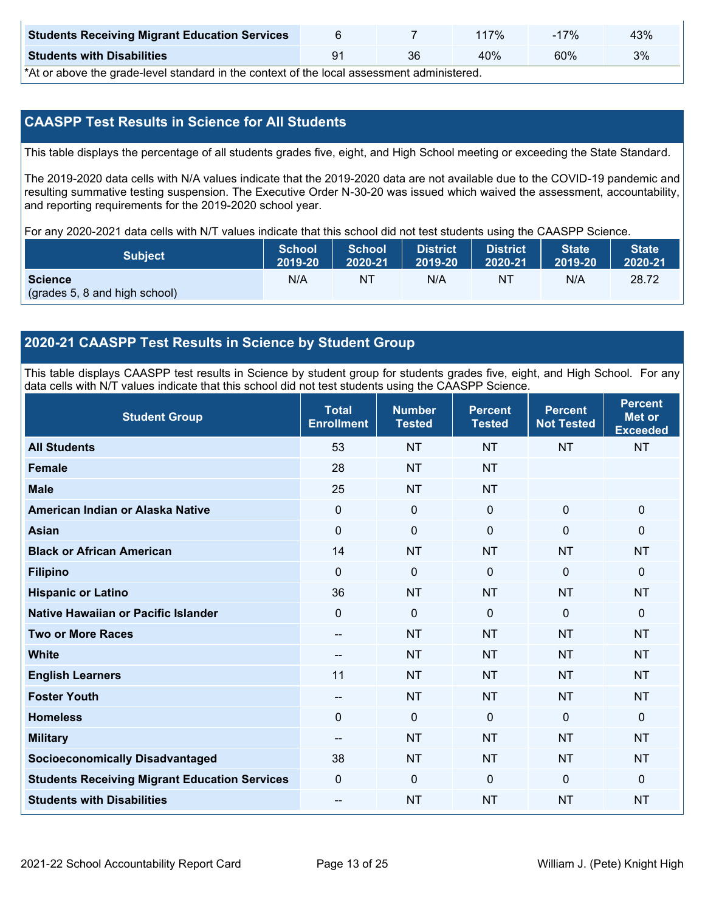| Students Receiving Migrant Education Services | 6 | 7 | 117% | -17% | 43% |
|---|---|---|---|---|---|
| Students with Disabilities | 91 | 36 | 40% | 60% | 3% |

*At or above the grade-level standard in the context of the local assessment administered.

## CAASPP Test Results in Science for All Students

This table displays the percentage of all students grades five, eight, and High School meeting or exceeding the State Standard.

The 2019-2020 data cells with N/A values indicate that the 2019-2020 data are not available due to the COVID-19 pandemic and resulting summative testing suspension. The Executive Order N-30-20 was issued which waived the assessment, accountability, and reporting requirements for the 2019-2020 school year.

For any 2020-2021 data cells with N/T values indicate that this school did not test students using the CAASPP Science.

| Subject | School 2019-20 | School 2020-21 | District 2019-20 | District 2020-21 | State 2019-20 | State 2020-21 |
|---|---|---|---|---|---|---|
| **Science** (grades 5, 8 and high school) | N/A | NT | N/A | NT | N/A | 28.72 |

## 2020-21 CAASPP Test Results in Science by Student Group

This table displays CAASPP test results in Science by student group for students grades five, eight, and High School. For any data cells with N/T values indicate that this school did not test students using the CAASPP Science.

| Student Group | Total Enrollment | Number Tested | Percent Tested | Percent Not Tested | Percent Met or Exceeded |
|---|---|---|---|---|---|
| All Students | 53 | NT | NT | NT | NT |
| Female | 28 | NT | NT | | |
| Male | 25 | NT | NT | | |
| American Indian or Alaska Native | 0 | 0 | 0 | 0 | 0 |
| Asian | 0 | 0 | 0 | 0 | 0 |
| Black or African American | 14 | NT | NT | NT | NT |
| Filipino | 0 | 0 | 0 | 0 | 0 |
| Hispanic or Latino | 36 | NT | NT | NT | NT |
| Native Hawaiian or Pacific Islander | 0 | 0 | 0 | 0 | 0 |
| Two or More Races | -- | NT | NT | NT | NT |
| White | -- | NT | NT | NT | NT |
| English Learners | 11 | NT | NT | NT | NT |
| Foster Youth | -- | NT | NT | NT | NT |
| Homeless | 0 | 0 | 0 | 0 | 0 |
| Military | -- | NT | NT | NT | NT |
| Socioeconomically Disadvantaged | 38 | NT | NT | NT | NT |
| Students Receiving Migrant Education Services | 0 | 0 | 0 | 0 | 0 |
| Students with Disabilities | -- | NT | NT | NT | NT |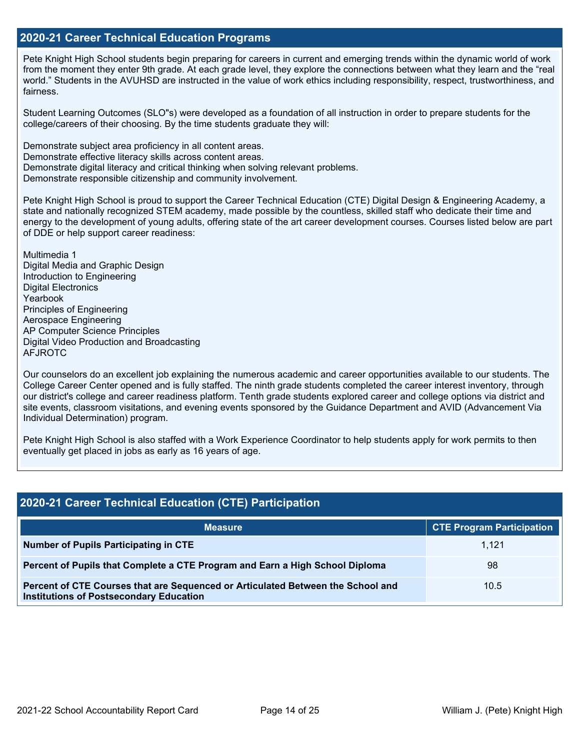## 2020-21 Career Technical Education Programs

Pete Knight High School students begin preparing for careers in current and emerging trends within the dynamic world of work from the moment they enter 9th grade. At each grade level, they explore the connections between what they learn and the "real world." Students in the AVUHSD are instructed in the value of work ethics including responsibility, respect, trustworthiness, and fairness.

Student Learning Outcomes (SLO"s) were developed as a foundation of all instruction in order to prepare students for the college/careers of their choosing. By the time students graduate they will:

Demonstrate subject area proficiency in all content areas.
Demonstrate effective literacy skills across content areas.
Demonstrate digital literacy and critical thinking when solving relevant problems.
Demonstrate responsible citizenship and community involvement.

Pete Knight High School is proud to support the Career Technical Education (CTE) Digital Design & Engineering Academy, a state and nationally recognized STEM academy, made possible by the countless, skilled staff who dedicate their time and energy to the development of young adults, offering state of the art career development courses. Courses listed below are part of DDE or help support career readiness:

Multimedia 1
Digital Media and Graphic Design
Introduction to Engineering
Digital Electronics
Yearbook
Principles of Engineering
Aerospace Engineering
AP Computer Science Principles
Digital Video Production and Broadcasting
AFJROTC

Our counselors do an excellent job explaining the numerous academic and career opportunities available to our students. The College Career Center opened and is fully staffed. The ninth grade students completed the career interest inventory, through our district's college and career readiness platform. Tenth grade students explored career and college options via district and site events, classroom visitations, and evening events sponsored by the Guidance Department and AVID (Advancement Via Individual Determination) program.

Pete Knight High School is also staffed with a Work Experience Coordinator to help students apply for work permits to then eventually get placed in jobs as early as 16 years of age.

## 2020-21 Career Technical Education (CTE) Participation

| Measure | CTE Program Participation |
|---|---|
| **Number of Pupils Participating in CTE** | 1,121 |
| **Percent of Pupils that Complete a CTE Program and Earn a High School Diploma** | 98 |
| **Percent of CTE Courses that are Sequenced or Articulated Between the School and Institutions of Postsecondary Education** | 10.5 |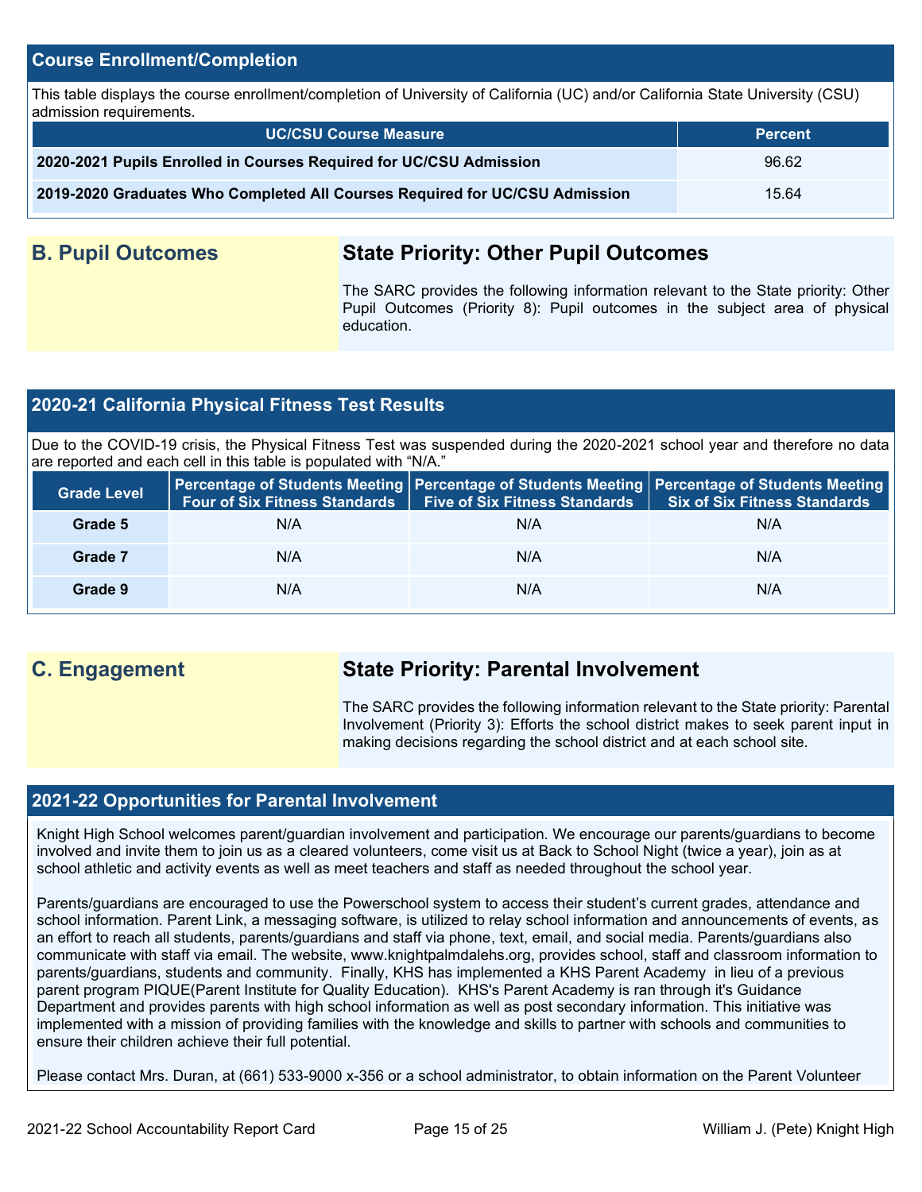## Course Enrollment/Completion

This table displays the course enrollment/completion of University of California (UC) and/or California State University (CSU) admission requirements.

| UC/CSU Course Measure | Percent |
|---|---|
| **2020-2021 Pupils Enrolled in Courses Required for UC/CSU Admission** | 96.62 |
| **2019-2020 Graduates Who Completed All Courses Required for UC/CSU Admission** | 15.64 |

## B. Pupil Outcomes

### State Priority: Other Pupil Outcomes

The SARC provides the following information relevant to the State priority: Other Pupil Outcomes (Priority 8): Pupil outcomes in the subject area of physical education.

## 2020-21 California Physical Fitness Test Results

Due to the COVID-19 crisis, the Physical Fitness Test was suspended during the 2020-2021 school year and therefore no data are reported and each cell in this table is populated with "N/A."

| Grade Level | Percentage of Students Meeting Four of Six Fitness Standards | Percentage of Students Meeting Five of Six Fitness Standards | Percentage of Students Meeting Six of Six Fitness Standards |
|---|---|---|---|
| **Grade 5** | N/A | N/A | N/A |
| **Grade 7** | N/A | N/A | N/A |
| **Grade 9** | N/A | N/A | N/A |

## C. Engagement

### State Priority: Parental Involvement

The SARC provides the following information relevant to the State priority: Parental Involvement (Priority 3): Efforts the school district makes to seek parent input in making decisions regarding the school district and at each school site.

## 2021-22 Opportunities for Parental Involvement

Knight High School welcomes parent/guardian involvement and participation. We encourage our parents/guardians to become involved and invite them to join us as a cleared volunteers, come visit us at Back to School Night (twice a year), join as at school athletic and activity events as well as meet teachers and staff as needed throughout the school year.

Parents/guardians are encouraged to use the Powerschool system to access their student's current grades, attendance and school information. Parent Link, a messaging software, is utilized to relay school information and announcements of events, as an effort to reach all students, parents/guardians and staff via phone, text, email, and social media. Parents/guardians also communicate with staff via email. The website, www.knightpalmdalehs.org, provides school, staff and classroom information to parents/guardians, students and community. Finally, KHS has implemented a KHS Parent Academy in lieu of a previous parent program PIQUE(Parent Institute for Quality Education). KHS's Parent Academy is ran through it's Guidance Department and provides parents with high school information as well as post secondary information. This initiative was implemented with a mission of providing families with the knowledge and skills to partner with schools and communities to ensure their children achieve their full potential.

Please contact Mrs. Duran, at (661) 533-9000 x-356 or a school administrator, to obtain information on the Parent Volunteer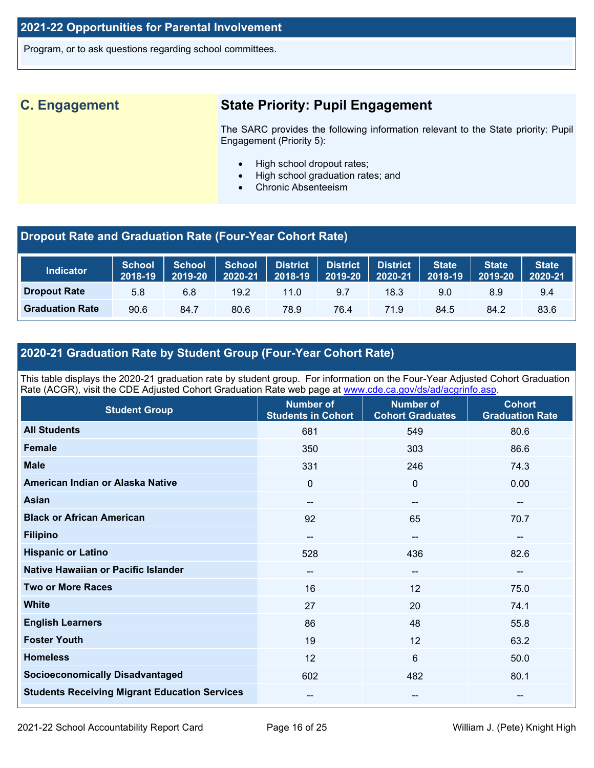## 2021-22 Opportunities for Parental Involvement

Program, or to ask questions regarding school committees.

## C. Engagement

### State Priority: Pupil Engagement

The SARC provides the following information relevant to the State priority: Pupil Engagement (Priority 5):

- High school dropout rates;
- High school graduation rates; and
- Chronic Absenteeism

## Dropout Rate and Graduation Rate (Four-Year Cohort Rate)

| Indicator | School 2018-19 | School 2019-20 | School 2020-21 | District 2018-19 | District 2019-20 | District 2020-21 | State 2018-19 | State 2019-20 | State 2020-21 |
|---|---|---|---|---|---|---|---|---|---|
| Dropout Rate | 5.8 | 6.8 | 19.2 | 11.0 | 9.7 | 18.3 | 9.0 | 8.9 | 9.4 |
| Graduation Rate | 90.6 | 84.7 | 80.6 | 78.9 | 76.4 | 71.9 | 84.5 | 84.2 | 83.6 |

## 2020-21 Graduation Rate by Student Group (Four-Year Cohort Rate)

This table displays the 2020-21 graduation rate by student group. For information on the Four-Year Adjusted Cohort Graduation Rate (ACGR), visit the CDE Adjusted Cohort Graduation Rate web page at www.cde.ca.gov/ds/ad/acgrinfo.asp.

| Student Group | Number of Students in Cohort | Number of Cohort Graduates | Cohort Graduation Rate |
|---|---|---|---|
| All Students | 681 | 549 | 80.6 |
| Female | 350 | 303 | 86.6 |
| Male | 331 | 246 | 74.3 |
| American Indian or Alaska Native | 0 | 0 | 0.00 |
| Asian | -- | -- | -- |
| Black or African American | 92 | 65 | 70.7 |
| Filipino | -- | -- | -- |
| Hispanic or Latino | 528 | 436 | 82.6 |
| Native Hawaiian or Pacific Islander | -- | -- | -- |
| Two or More Races | 16 | 12 | 75.0 |
| White | 27 | 20 | 74.1 |
| English Learners | 86 | 48 | 55.8 |
| Foster Youth | 19 | 12 | 63.2 |
| Homeless | 12 | 6 | 50.0 |
| Socioeconomically Disadvantaged | 602 | 482 | 80.1 |
| Students Receiving Migrant Education Services | -- | -- | -- |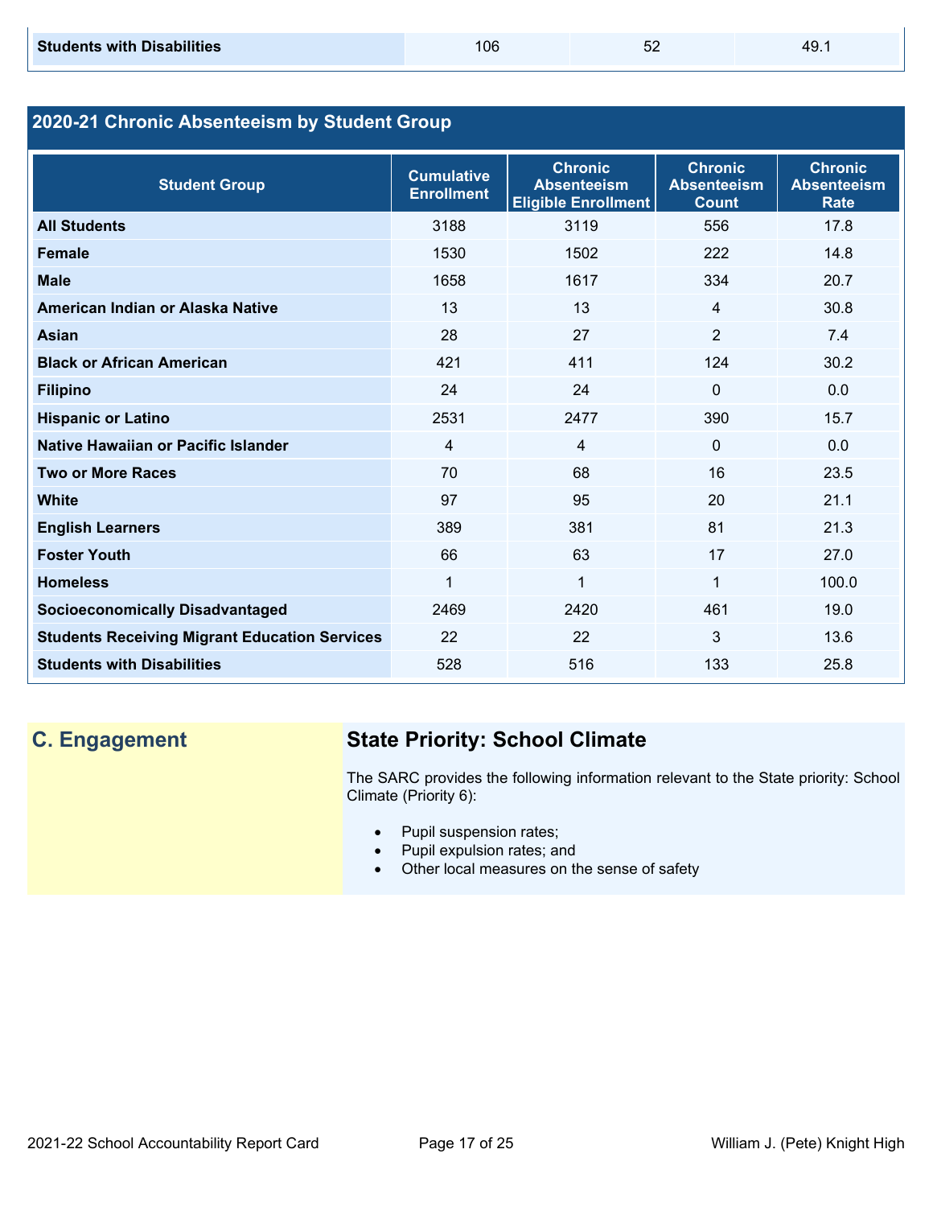| Students with Disabilities | 106 | 52 | 49.1 |
|---|---|---|---|

## 2020-21 Chronic Absenteeism by Student Group

| Student Group | Cumulative Enrollment | Chronic Absenteeism Eligible Enrollment | Chronic Absenteeism Count | Chronic Absenteeism Rate |
|---|---|---|---|---|
| **All Students** | 3188 | 3119 | 556 | 17.8 |
| **Female** | 1530 | 1502 | 222 | 14.8 |
| **Male** | 1658 | 1617 | 334 | 20.7 |
| **American Indian or Alaska Native** | 13 | 13 | 4 | 30.8 |
| **Asian** | 28 | 27 | 2 | 7.4 |
| **Black or African American** | 421 | 411 | 124 | 30.2 |
| **Filipino** | 24 | 24 | 0 | 0.0 |
| **Hispanic or Latino** | 2531 | 2477 | 390 | 15.7 |
| **Native Hawaiian or Pacific Islander** | 4 | 4 | 0 | 0.0 |
| **Two or More Races** | 70 | 68 | 16 | 23.5 |
| **White** | 97 | 95 | 20 | 21.1 |
| **English Learners** | 389 | 381 | 81 | 21.3 |
| **Foster Youth** | 66 | 63 | 17 | 27.0 |
| **Homeless** | 1 | 1 | 1 | 100.0 |
| **Socioeconomically Disadvantaged** | 2469 | 2420 | 461 | 19.0 |
| **Students Receiving Migrant Education Services** | 22 | 22 | 3 | 13.6 |
| **Students with Disabilities** | 528 | 516 | 133 | 25.8 |

## C. Engagement

### State Priority: School Climate

The SARC provides the following information relevant to the State priority: School Climate (Priority 6):

- Pupil suspension rates;
- Pupil expulsion rates; and
- Other local measures on the sense of safety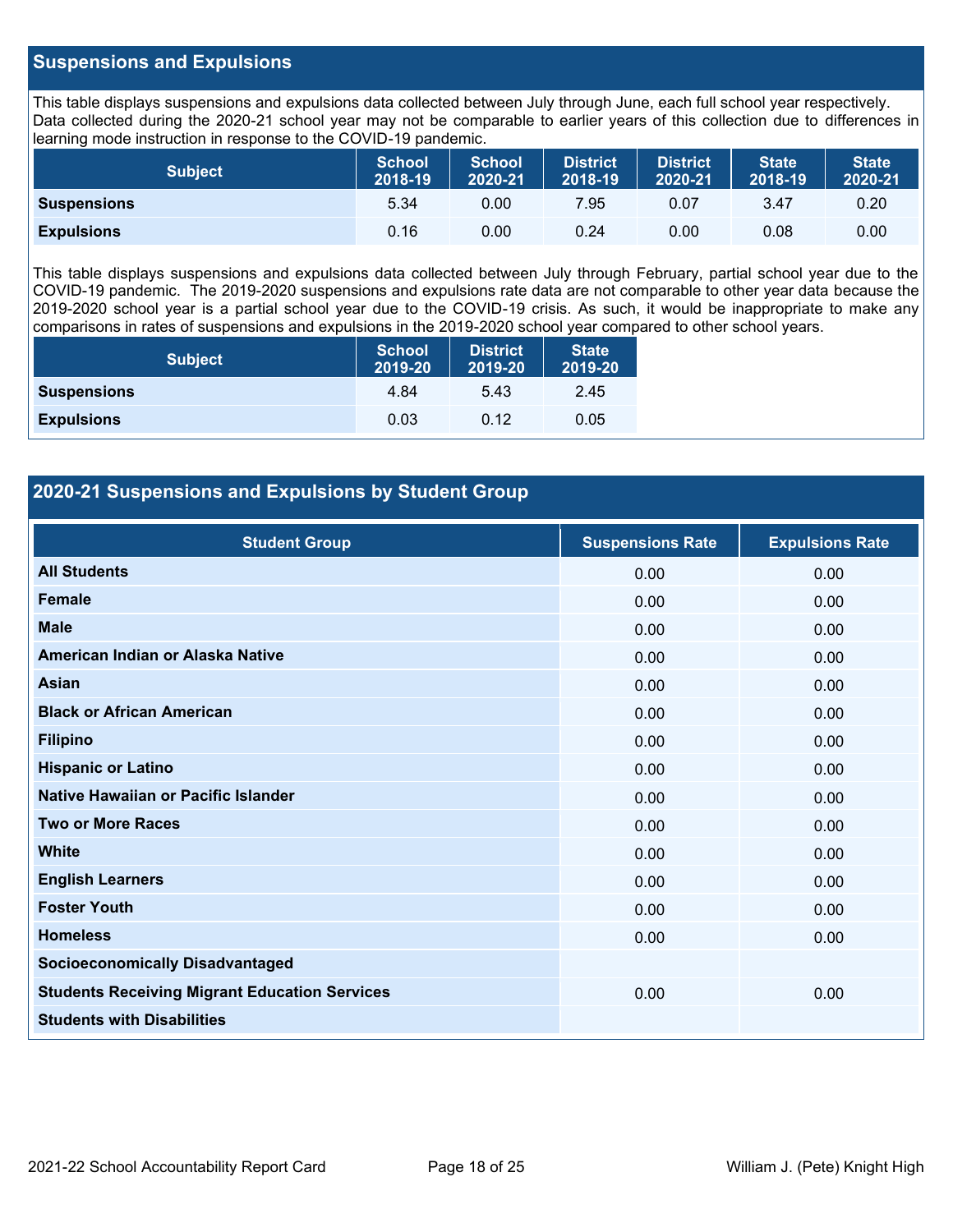## Suspensions and Expulsions

This table displays suspensions and expulsions data collected between July through June, each full school year respectively. Data collected during the 2020-21 school year may not be comparable to earlier years of this collection due to differences in learning mode instruction in response to the COVID-19 pandemic.

| Subject | School 2018-19 | School 2020-21 | District 2018-19 | District 2020-21 | State 2018-19 | State 2020-21 |
|---|---|---|---|---|---|---|
| **Suspensions** | 5.34 | 0.00 | 7.95 | 0.07 | 3.47 | 0.20 |
| **Expulsions** | 0.16 | 0.00 | 0.24 | 0.00 | 0.08 | 0.00 |

This table displays suspensions and expulsions data collected between July through February, partial school year due to the COVID-19 pandemic. The 2019-2020 suspensions and expulsions rate data are not comparable to other year data because the 2019-2020 school year is a partial school year due to the COVID-19 crisis. As such, it would be inappropriate to make any comparisons in rates of suspensions and expulsions in the 2019-2020 school year compared to other school years.

| Subject | School 2019-20 | District 2019-20 | State 2019-20 |
|---|---|---|---|
| **Suspensions** | 4.84 | 5.43 | 2.45 |
| **Expulsions** | 0.03 | 0.12 | 0.05 |

## 2020-21 Suspensions and Expulsions by Student Group

| Student Group | Suspensions Rate | Expulsions Rate |
|---|---|---|
| **All Students** | 0.00 | 0.00 |
| **Female** | 0.00 | 0.00 |
| **Male** | 0.00 | 0.00 |
| **American Indian or Alaska Native** | 0.00 | 0.00 |
| **Asian** | 0.00 | 0.00 |
| **Black or African American** | 0.00 | 0.00 |
| **Filipino** | 0.00 | 0.00 |
| **Hispanic or Latino** | 0.00 | 0.00 |
| **Native Hawaiian or Pacific Islander** | 0.00 | 0.00 |
| **Two or More Races** | 0.00 | 0.00 |
| **White** | 0.00 | 0.00 |
| **English Learners** | 0.00 | 0.00 |
| **Foster Youth** | 0.00 | 0.00 |
| **Homeless** | 0.00 | 0.00 |
| **Socioeconomically Disadvantaged** | | |
| **Students Receiving Migrant Education Services** | 0.00 | 0.00 |
| **Students with Disabilities** | | |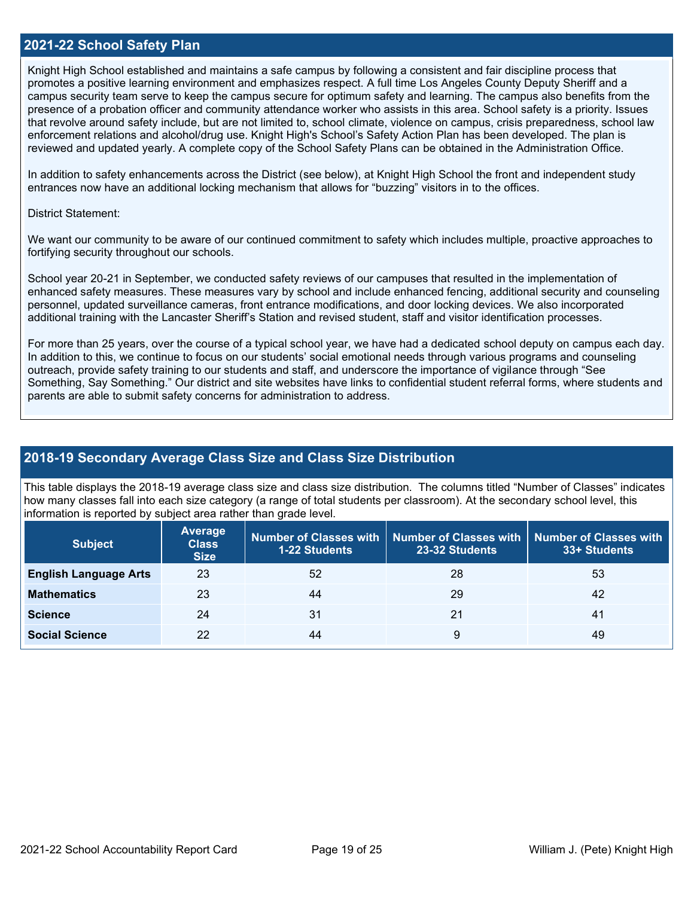## 2021-22 School Safety Plan

Knight High School established and maintains a safe campus by following a consistent and fair discipline process that promotes a positive learning environment and emphasizes respect. A full time Los Angeles County Deputy Sheriff and a campus security team serve to keep the campus secure for optimum safety and learning. The campus also benefits from the presence of a probation officer and community attendance worker who assists in this area. School safety is a priority. Issues that revolve around safety include, but are not limited to, school climate, violence on campus, crisis preparedness, school law enforcement relations and alcohol/drug use. Knight High's School's Safety Action Plan has been developed. The plan is reviewed and updated yearly. A complete copy of the School Safety Plans can be obtained in the Administration Office.

In addition to safety enhancements across the District (see below), at Knight High School the front and independent study entrances now have an additional locking mechanism that allows for "buzzing" visitors in to the offices.

District Statement:

We want our community to be aware of our continued commitment to safety which includes multiple, proactive approaches to fortifying security throughout our schools.

School year 20-21 in September, we conducted safety reviews of our campuses that resulted in the implementation of enhanced safety measures. These measures vary by school and include enhanced fencing, additional security and counseling personnel, updated surveillance cameras, front entrance modifications, and door locking devices. We also incorporated additional training with the Lancaster Sheriff's Station and revised student, staff and visitor identification processes.

For more than 25 years, over the course of a typical school year, we have had a dedicated school deputy on campus each day. In addition to this, we continue to focus on our students' social emotional needs through various programs and counseling outreach, provide safety training to our students and staff, and underscore the importance of vigilance through "See Something, Say Something." Our district and site websites have links to confidential student referral forms, where students and parents are able to submit safety concerns for administration to address.

## 2018-19 Secondary Average Class Size and Class Size Distribution

This table displays the 2018-19 average class size and class size distribution. The columns titled "Number of Classes" indicates how many classes fall into each size category (a range of total students per classroom). At the secondary school level, this information is reported by subject area rather than grade level.

| Subject | Average Class Size | Number of Classes with 1-22 Students | Number of Classes with 23-32 Students | Number of Classes with 33+ Students |
|---|---|---|---|---|
| **English Language Arts** | 23 | 52 | 28 | 53 |
| **Mathematics** | 23 | 44 | 29 | 42 |
| **Science** | 24 | 31 | 21 | 41 |
| **Social Science** | 22 | 44 | 9 | 49 |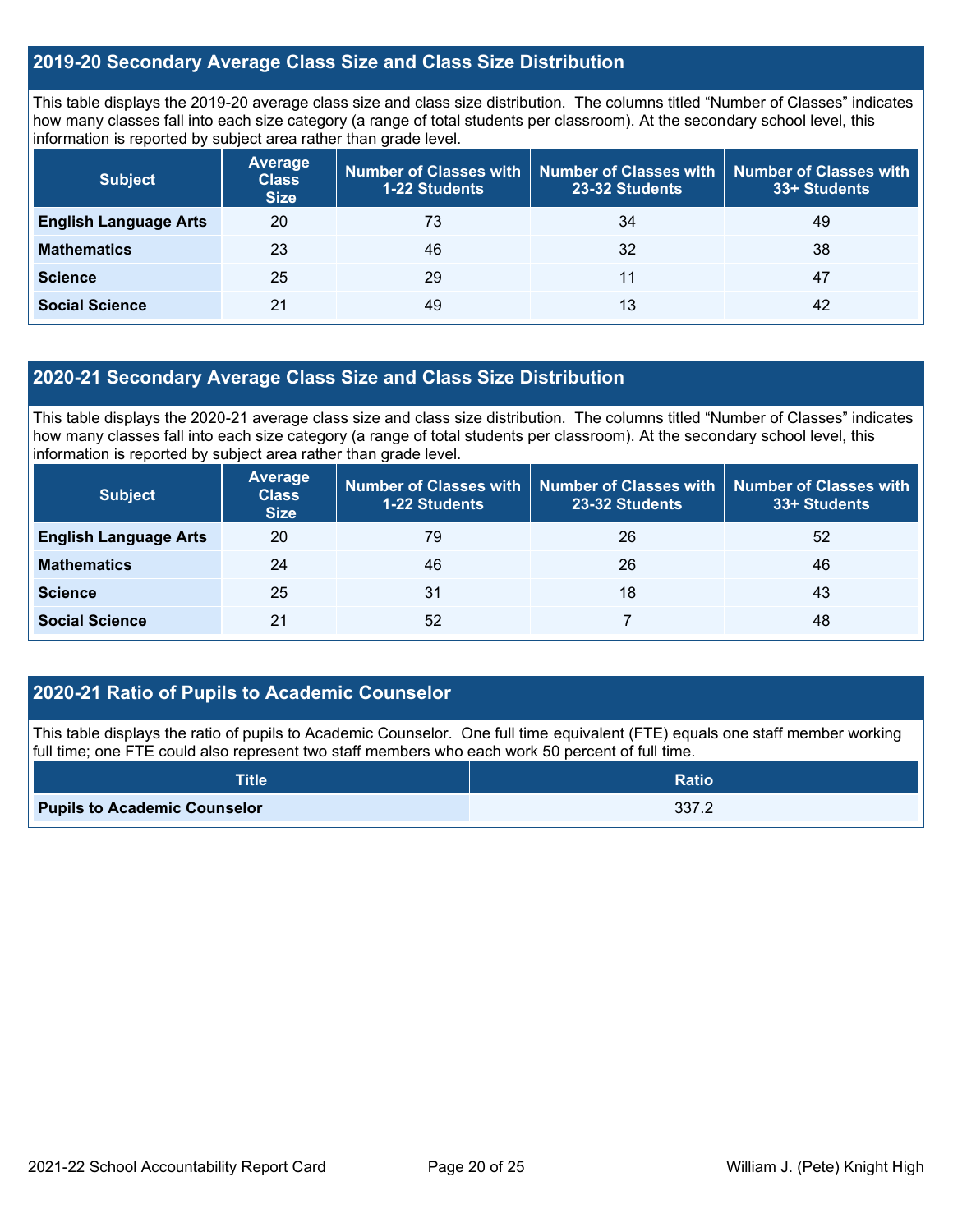## 2019-20 Secondary Average Class Size and Class Size Distribution

This table displays the 2019-20 average class size and class size distribution. The columns titled "Number of Classes" indicates how many classes fall into each size category (a range of total students per classroom). At the secondary school level, this information is reported by subject area rather than grade level.

| Subject | Average Class Size | Number of Classes with 1-22 Students | Number of Classes with 23-32 Students | Number of Classes with 33+ Students |
|---|---|---|---|---|
| **English Language Arts** | 20 | 73 | 34 | 49 |
| **Mathematics** | 23 | 46 | 32 | 38 |
| **Science** | 25 | 29 | 11 | 47 |
| **Social Science** | 21 | 49 | 13 | 42 |

## 2020-21 Secondary Average Class Size and Class Size Distribution

This table displays the 2020-21 average class size and class size distribution. The columns titled "Number of Classes" indicates how many classes fall into each size category (a range of total students per classroom). At the secondary school level, this information is reported by subject area rather than grade level.

| Subject | Average Class Size | Number of Classes with 1-22 Students | Number of Classes with 23-32 Students | Number of Classes with 33+ Students |
|---|---|---|---|---|
| **English Language Arts** | 20 | 79 | 26 | 52 |
| **Mathematics** | 24 | 46 | 26 | 46 |
| **Science** | 25 | 31 | 18 | 43 |
| **Social Science** | 21 | 52 | 7 | 48 |

## 2020-21 Ratio of Pupils to Academic Counselor

This table displays the ratio of pupils to Academic Counselor. One full time equivalent (FTE) equals one staff member working full time; one FTE could also represent two staff members who each work 50 percent of full time.

| Title | Ratio |
|---|---|
| **Pupils to Academic Counselor** | 337.2 |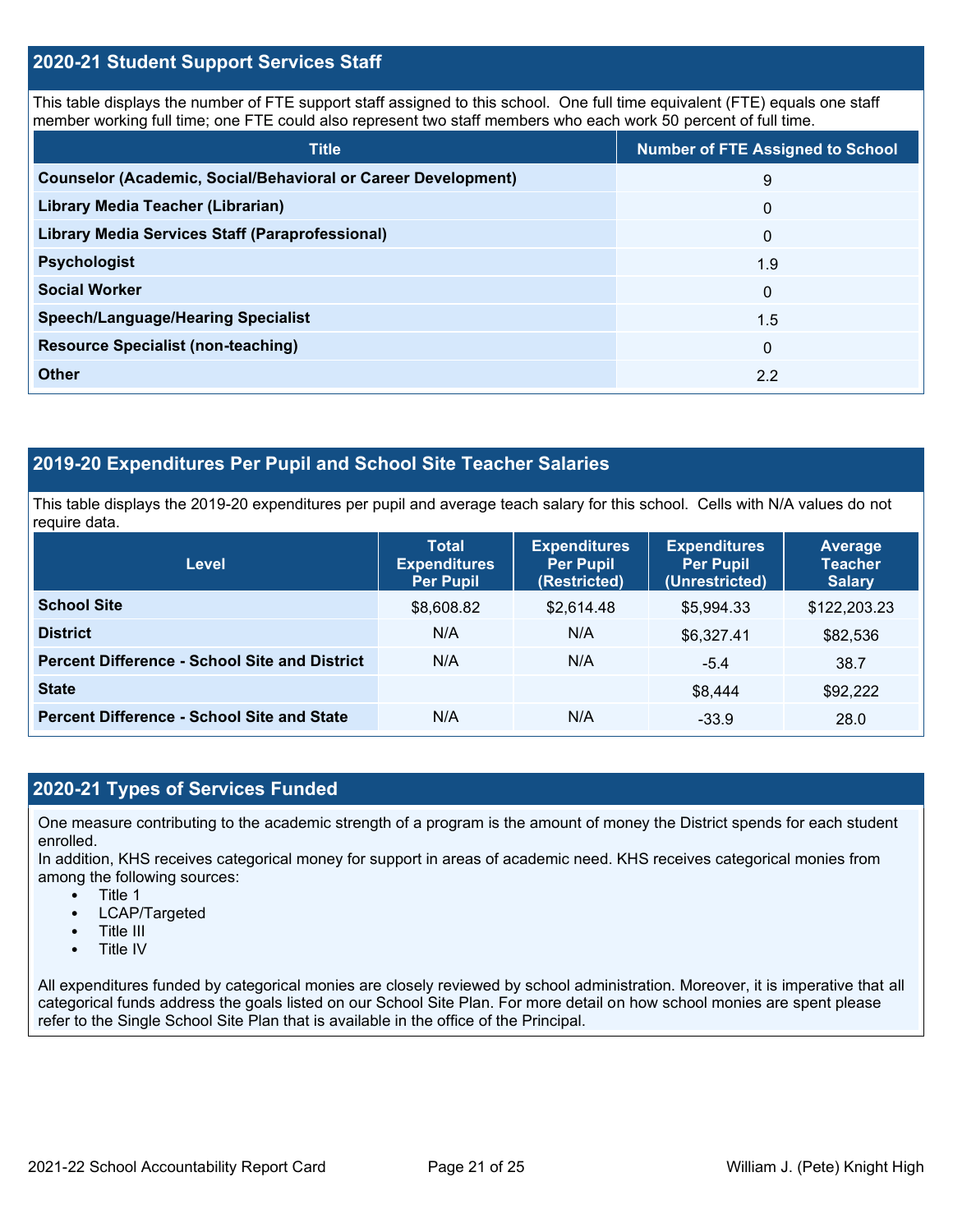## 2020-21 Student Support Services Staff

This table displays the number of FTE support staff assigned to this school. One full time equivalent (FTE) equals one staff member working full time; one FTE could also represent two staff members who each work 50 percent of full time.

| Title | Number of FTE Assigned to School |
|---|---|
| **Counselor (Academic, Social/Behavioral or Career Development)** | 9 |
| **Library Media Teacher (Librarian)** | 0 |
| **Library Media Services Staff (Paraprofessional)** | 0 |
| **Psychologist** | 1.9 |
| **Social Worker** | 0 |
| **Speech/Language/Hearing Specialist** | 1.5 |
| **Resource Specialist (non-teaching)** | 0 |
| **Other** | 2.2 |

## 2019-20 Expenditures Per Pupil and School Site Teacher Salaries

This table displays the 2019-20 expenditures per pupil and average teach salary for this school. Cells with N/A values do not require data.

| Level | Total Expenditures Per Pupil | Expenditures Per Pupil (Restricted) | Expenditures Per Pupil (Unrestricted) | Average Teacher Salary |
|---|---|---|---|---|
| **School Site** | $8,608.82 | $2,614.48 | $5,994.33 | $122,203.23 |
| **District** | N/A | N/A | $6,327.41 | $82,536 |
| **Percent Difference - School Site and District** | N/A | N/A | -5.4 | 38.7 |
| **State** | | | $8,444 | $92,222 |
| **Percent Difference - School Site and State** | N/A | N/A | -33.9 | 28.0 |

## 2020-21 Types of Services Funded

One measure contributing to the academic strength of a program is the amount of money the District spends for each student enrolled.
In addition, KHS receives categorical money for support in areas of academic need. KHS receives categorical monies from among the following sources:

- Title 1
- LCAP/Targeted
- Title III
- Title IV

All expenditures funded by categorical monies are closely reviewed by school administration. Moreover, it is imperative that all categorical funds address the goals listed on our School Site Plan. For more detail on how school monies are spent please refer to the Single School Site Plan that is available in the office of the Principal.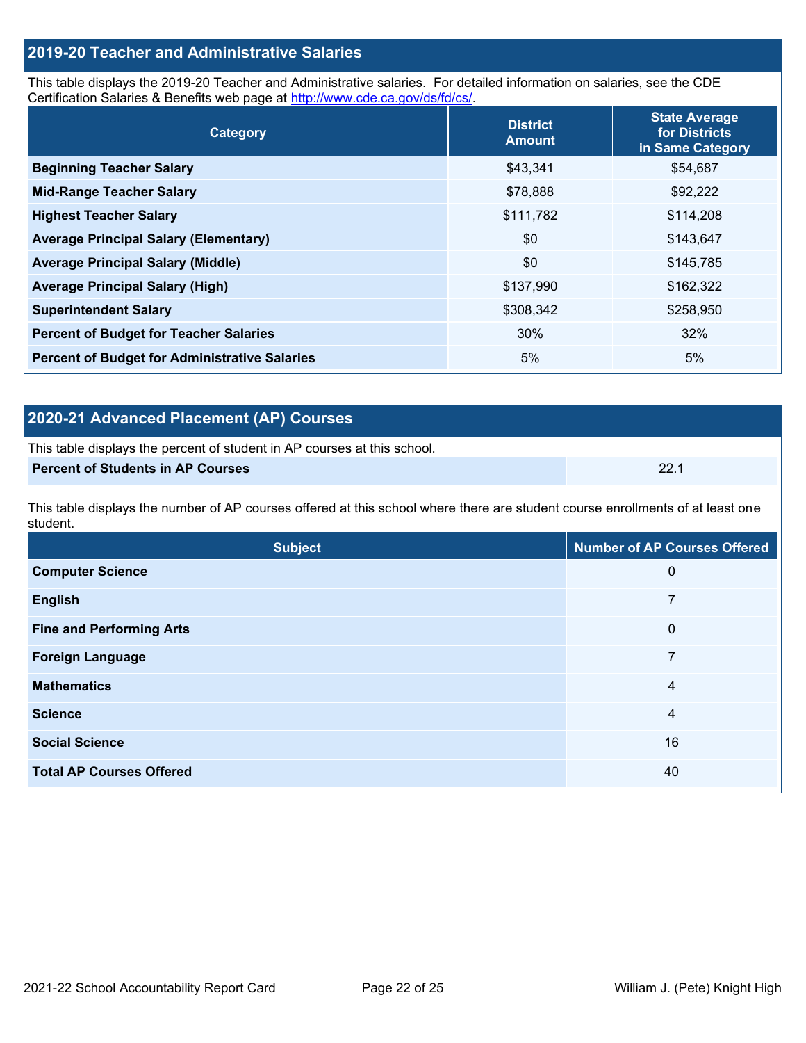## 2019-20 Teacher and Administrative Salaries

This table displays the 2019-20 Teacher and Administrative salaries. For detailed information on salaries, see the CDE Certification Salaries & Benefits web page at http://www.cde.ca.gov/ds/fd/cs/.

| Category | District Amount | State Average for Districts in Same Category |
|---|---|---|
| Beginning Teacher Salary | $43,341 | $54,687 |
| Mid-Range Teacher Salary | $78,888 | $92,222 |
| Highest Teacher Salary | $111,782 | $114,208 |
| Average Principal Salary (Elementary) | $0 | $143,647 |
| Average Principal Salary (Middle) | $0 | $145,785 |
| Average Principal Salary (High) | $137,990 | $162,322 |
| Superintendent Salary | $308,342 | $258,950 |
| Percent of Budget for Teacher Salaries | 30% | 32% |
| Percent of Budget for Administrative Salaries | 5% | 5% |

## 2020-21 Advanced Placement (AP) Courses

This table displays the percent of student in AP courses at this school.

| Percent of Students in AP Courses | 22.1 |
|---|---|

This table displays the number of AP courses offered at this school where there are student course enrollments of at least one student.

| Subject | Number of AP Courses Offered |
|---|---|
| Computer Science | 0 |
| English | 7 |
| Fine and Performing Arts | 0 |
| Foreign Language | 7 |
| Mathematics | 4 |
| Science | 4 |
| Social Science | 16 |
| Total AP Courses Offered | 40 |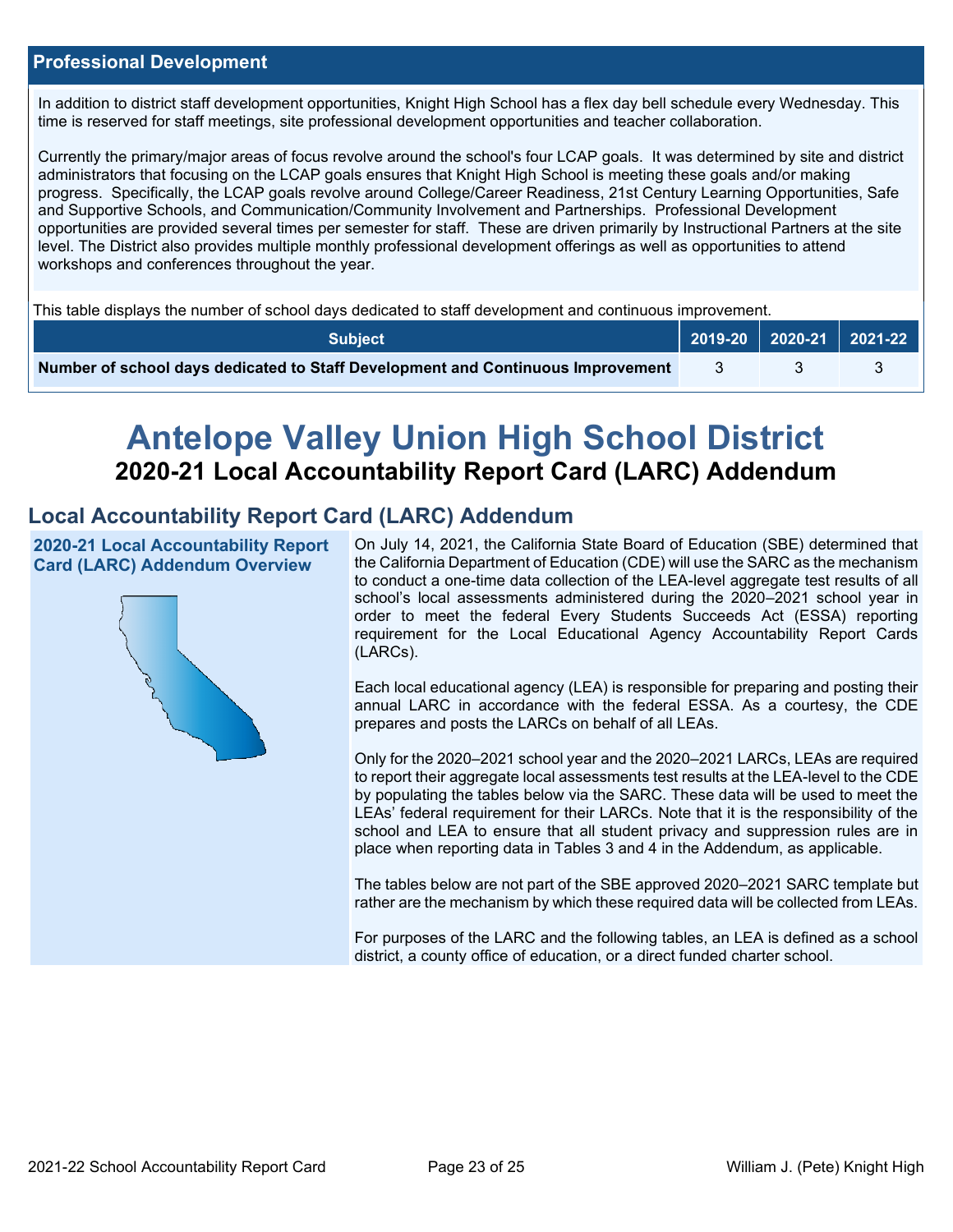## Professional Development

In addition to district staff development opportunities, Knight High School has a flex day bell schedule every Wednesday. This time is reserved for staff meetings, site professional development opportunities and teacher collaboration.

Currently the primary/major areas of focus revolve around the school's four LCAP goals. It was determined by site and district administrators that focusing on the LCAP goals ensures that Knight High School is meeting these goals and/or making progress. Specifically, the LCAP goals revolve around College/Career Readiness, 21st Century Learning Opportunities, Safe and Supportive Schools, and Communication/Community Involvement and Partnerships. Professional Development opportunities are provided several times per semester for staff. These are driven primarily by Instructional Partners at the site level. The District also provides multiple monthly professional development offerings as well as opportunities to attend workshops and conferences throughout the year.

This table displays the number of school days dedicated to staff development and continuous improvement.

| Subject | 2019-20 | 2020-21 | 2021-22 |
|---|---|---|---|
| **Number of school days dedicated to Staff Development and Continuous Improvement** | 3 | 3 | 3 |

# Antelope Valley Union High School District

## 2020-21 Local Accountability Report Card (LARC) Addendum

## Local Accountability Report Card (LARC) Addendum

### 2020-21 Local Accountability Report Card (LARC) Addendum Overview

On July 14, 2021, the California State Board of Education (SBE) determined that the California Department of Education (CDE) will use the SARC as the mechanism to conduct a one-time data collection of the LEA-level aggregate test results of all school's local assessments administered during the 2020–2021 school year in order to meet the federal Every Students Succeeds Act (ESSA) reporting requirement for the Local Educational Agency Accountability Report Cards (LARCs).

Each local educational agency (LEA) is responsible for preparing and posting their annual LARC in accordance with the federal ESSA. As a courtesy, the CDE prepares and posts the LARCs on behalf of all LEAs.

Only for the 2020–2021 school year and the 2020–2021 LARCs, LEAs are required to report their aggregate local assessments test results at the LEA-level to the CDE by populating the tables below via the SARC. These data will be used to meet the LEAs' federal requirement for their LARCs. Note that it is the responsibility of the school and LEA to ensure that all student privacy and suppression rules are in place when reporting data in Tables 3 and 4 in the Addendum, as applicable.

The tables below are not part of the SBE approved 2020–2021 SARC template but rather are the mechanism by which these required data will be collected from LEAs.

For purposes of the LARC and the following tables, an LEA is defined as a school district, a county office of education, or a direct funded charter school.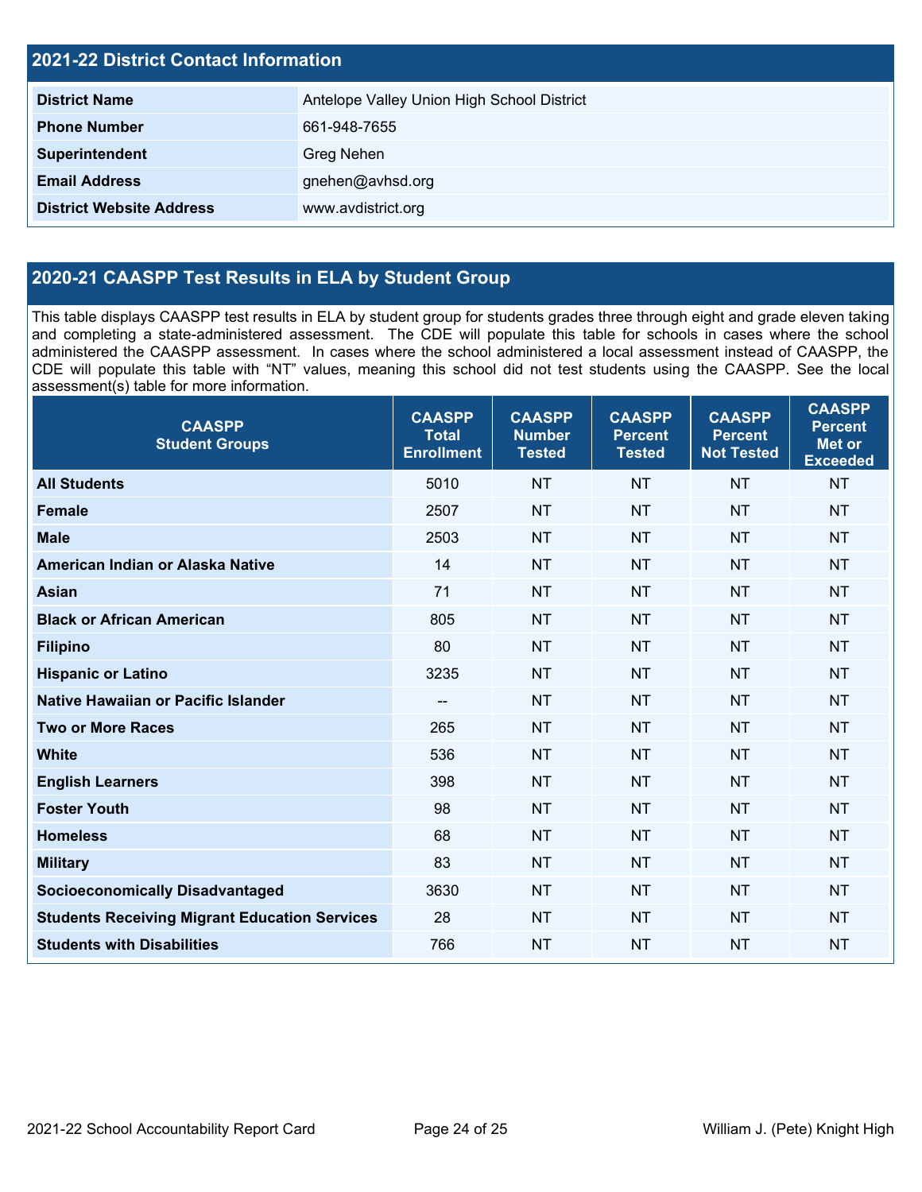## 2021-22 District Contact Information

| | |
|---|---|
| **District Name** | Antelope Valley Union High School District |
| **Phone Number** | 661-948-7655 |
| **Superintendent** | Greg Nehen |
| **Email Address** | gnehen@avhsd.org |
| **District Website Address** | www.avdistrict.org |

## 2020-21 CAASPP Test Results in ELA by Student Group

This table displays CAASPP test results in ELA by student group for students grades three through eight and grade eleven taking and completing a state-administered assessment. The CDE will populate this table for schools in cases where the school administered the CAASPP assessment. In cases where the school administered a local assessment instead of CAASPP, the CDE will populate this table with "NT" values, meaning this school did not test students using the CAASPP. See the local assessment(s) table for more information.

| CAASPP Student Groups | CAASPP Total Enrollment | CAASPP Number Tested | CAASPP Percent Tested | CAASPP Percent Not Tested | CAASPP Percent Met or Exceeded |
|---|---|---|---|---|---|
| **All Students** | 5010 | NT | NT | NT | NT |
| **Female** | 2507 | NT | NT | NT | NT |
| **Male** | 2503 | NT | NT | NT | NT |
| **American Indian or Alaska Native** | 14 | NT | NT | NT | NT |
| **Asian** | 71 | NT | NT | NT | NT |
| **Black or African American** | 805 | NT | NT | NT | NT |
| **Filipino** | 80 | NT | NT | NT | NT |
| **Hispanic or Latino** | 3235 | NT | NT | NT | NT |
| **Native Hawaiian or Pacific Islander** | -- | NT | NT | NT | NT |
| **Two or More Races** | 265 | NT | NT | NT | NT |
| **White** | 536 | NT | NT | NT | NT |
| **English Learners** | 398 | NT | NT | NT | NT |
| **Foster Youth** | 98 | NT | NT | NT | NT |
| **Homeless** | 68 | NT | NT | NT | NT |
| **Military** | 83 | NT | NT | NT | NT |
| **Socioeconomically Disadvantaged** | 3630 | NT | NT | NT | NT |
| **Students Receiving Migrant Education Services** | 28 | NT | NT | NT | NT |
| **Students with Disabilities** | 766 | NT | NT | NT | NT |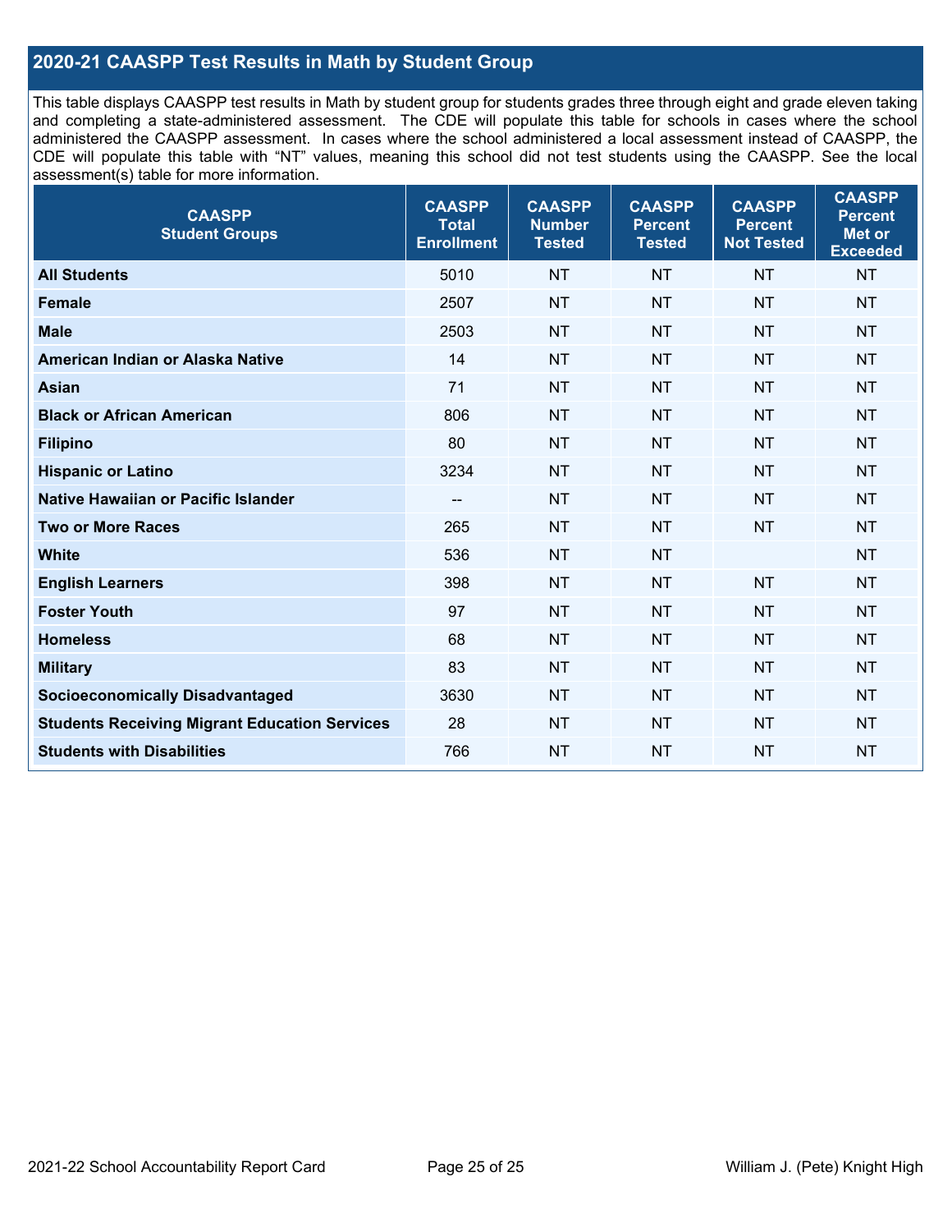## 2020-21 CAASPP Test Results in Math by Student Group

This table displays CAASPP test results in Math by student group for students grades three through eight and grade eleven taking and completing a state-administered assessment. The CDE will populate this table for schools in cases where the school administered the CAASPP assessment. In cases where the school administered a local assessment instead of CAASPP, the CDE will populate this table with "NT" values, meaning this school did not test students using the CAASPP. See the local assessment(s) table for more information.

| CAASPP Student Groups | CAASPP Total Enrollment | CAASPP Number Tested | CAASPP Percent Tested | CAASPP Percent Not Tested | CAASPP Percent Met or Exceeded |
|---|---|---|---|---|---|
| **All Students** | 5010 | NT | NT | NT | NT |
| **Female** | 2507 | NT | NT | NT | NT |
| **Male** | 2503 | NT | NT | NT | NT |
| **American Indian or Alaska Native** | 14 | NT | NT | NT | NT |
| **Asian** | 71 | NT | NT | NT | NT |
| **Black or African American** | 806 | NT | NT | NT | NT |
| **Filipino** | 80 | NT | NT | NT | NT |
| **Hispanic or Latino** | 3234 | NT | NT | NT | NT |
| **Native Hawaiian or Pacific Islander** | -- | NT | NT | NT | NT |
| **Two or More Races** | 265 | NT | NT | NT | NT |
| **White** | 536 | NT | NT | | NT |
| **English Learners** | 398 | NT | NT | NT | NT |
| **Foster Youth** | 97 | NT | NT | NT | NT |
| **Homeless** | 68 | NT | NT | NT | NT |
| **Military** | 83 | NT | NT | NT | NT |
| **Socioeconomically Disadvantaged** | 3630 | NT | NT | NT | NT |
| **Students Receiving Migrant Education Services** | 28 | NT | NT | NT | NT |
| **Students with Disabilities** | 766 | NT | NT | NT | NT |